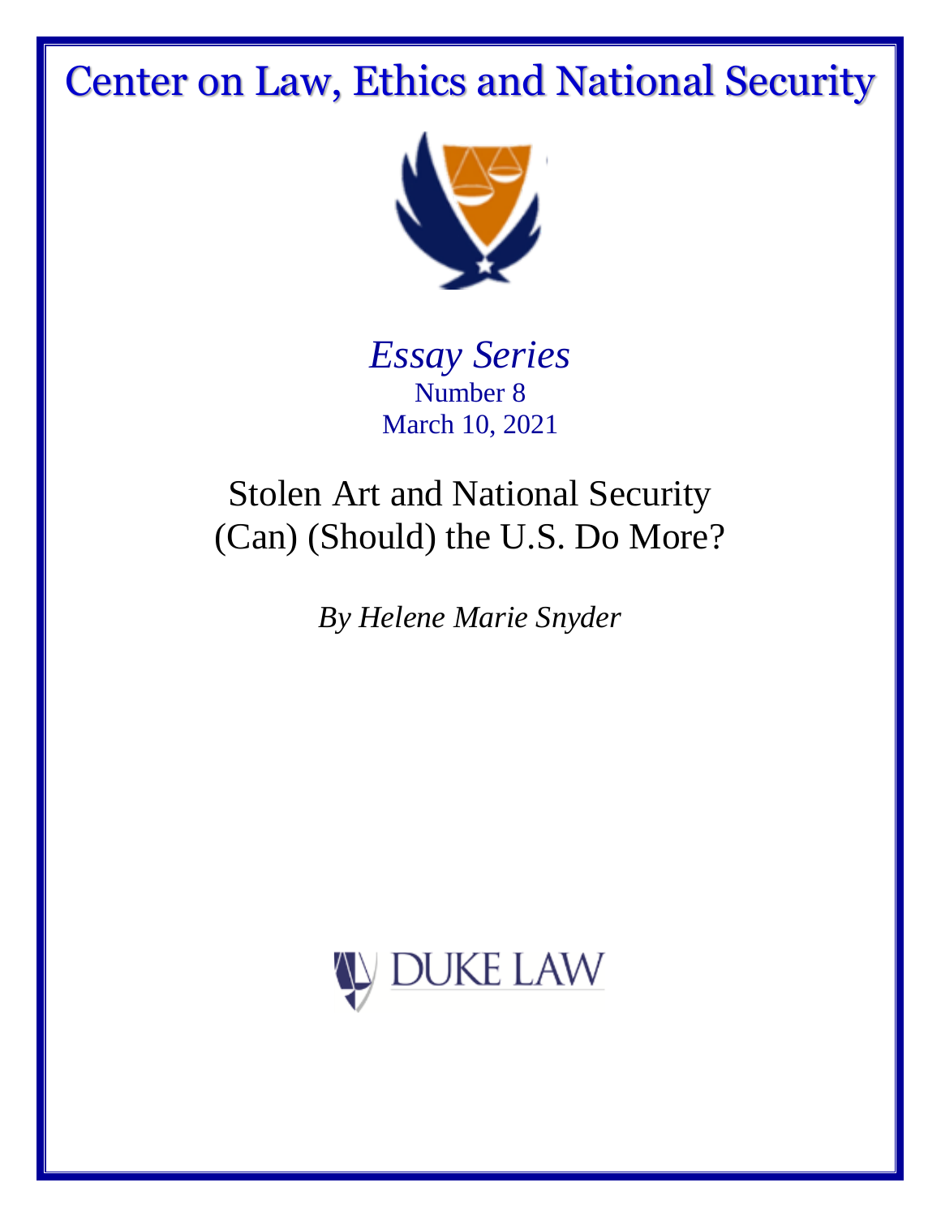# Center on Law, Ethics and National Security

*Essay Series*
Number 8
March 10, 2021

## Stolen Art and National Security (Can) (Should) the U.S. Do More?

*By Helene Marie Snyder*

DUKE LAW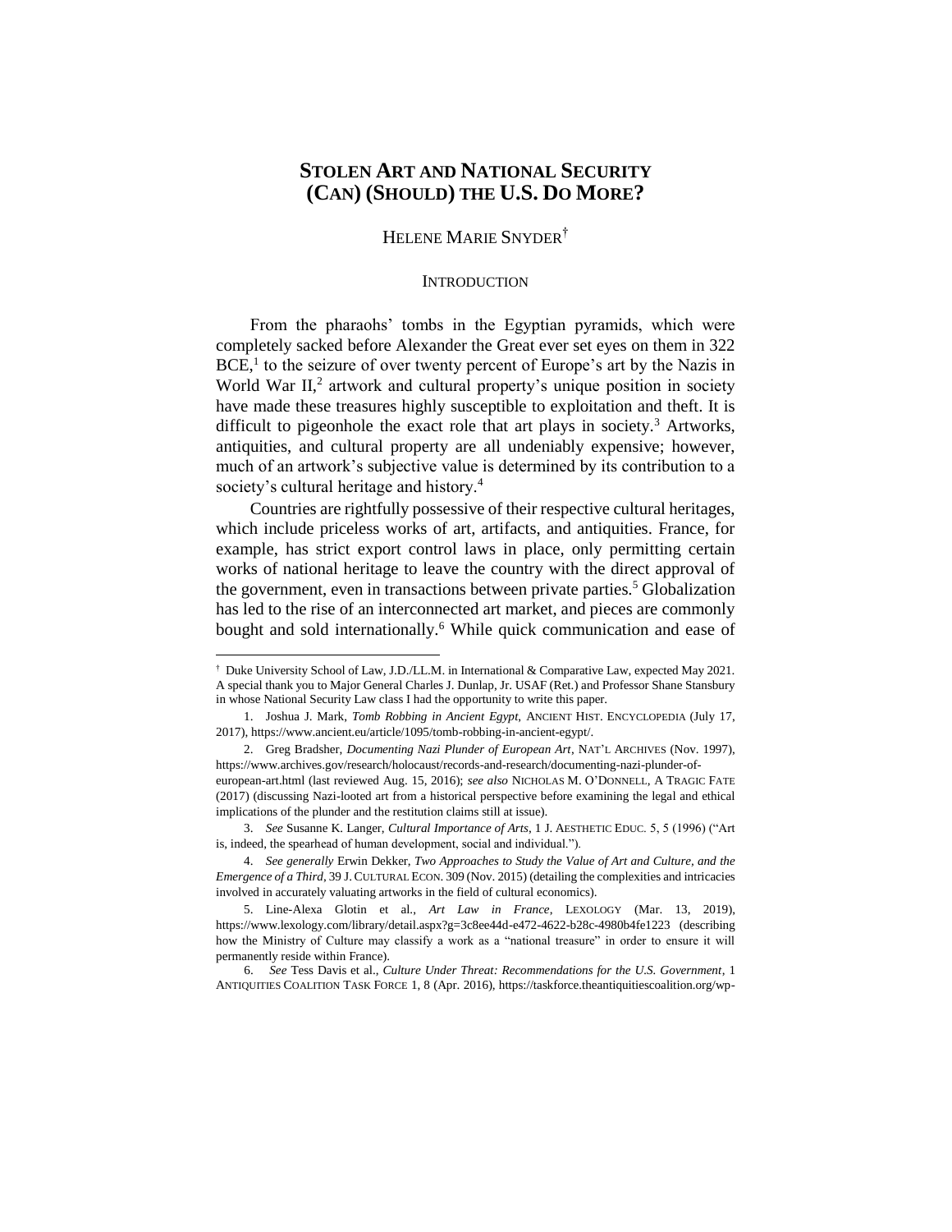# STOLEN ART AND NATIONAL SECURITY (CAN) (SHOULD) THE U.S. DO MORE?

HELENE MARIE SNYDER[†]

## INTRODUCTION

From the pharaohs' tombs in the Egyptian pyramids, which were completely sacked before Alexander the Great ever set eyes on them in 322 BCE,[1] to the seizure of over twenty percent of Europe's art by the Nazis in World War II,[2] artwork and cultural property's unique position in society have made these treasures highly susceptible to exploitation and theft. It is difficult to pigeonhole the exact role that art plays in society.[3] Artworks, antiquities, and cultural property are all undeniably expensive; however, much of an artwork's subjective value is determined by its contribution to a society's cultural heritage and history.[4]

Countries are rightfully possessive of their respective cultural heritages, which include priceless works of art, artifacts, and antiquities. France, for example, has strict export control laws in place, only permitting certain works of national heritage to leave the country with the direct approval of the government, even in transactions between private parties.[5] Globalization has led to the rise of an interconnected art market, and pieces are commonly bought and sold internationally.[6] While quick communication and ease of

---

† Duke University School of Law, J.D./LL.M. in International & Comparative Law, expected May 2021. A special thank you to Major General Charles J. Dunlap, Jr. USAF (Ret.) and Professor Shane Stansbury in whose National Security Law class I had the opportunity to write this paper.

1. Joshua J. Mark, *Tomb Robbing in Ancient Egypt*, ANCIENT HIST. ENCYCLOPEDIA (July 17, 2017), https://www.ancient.eu/article/1095/tomb-robbing-in-ancient-egypt/.

2. Greg Bradsher, *Documenting Nazi Plunder of European Art*, NAT'L ARCHIVES (Nov. 1997), https://www.archives.gov/research/holocaust/records-and-research/documenting-nazi-plunder-of-european-art.html (last reviewed Aug. 15, 2016); *see also* NICHOLAS M. O'DONNELL, A TRAGIC FATE (2017) (discussing Nazi-looted art from a historical perspective before examining the legal and ethical implications of the plunder and the restitution claims still at issue).

3. *See* Susanne K. Langer, *Cultural Importance of Arts*, 1 J. AESTHETIC EDUC. 5, 5 (1996) ("Art is, indeed, the spearhead of human development, social and individual.").

4. *See generally* Erwin Dekker, *Two Approaches to Study the Value of Art and Culture, and the Emergence of a Third*, 39 J. CULTURAL ECON. 309 (Nov. 2015) (detailing the complexities and intricacies involved in accurately valuating artworks in the field of cultural economics).

5. Line-Alexa Glotin et al., *Art Law in France*, LEXOLOGY (Mar. 13, 2019), https://www.lexology.com/library/detail.aspx?g=3c8ee44d-e472-4622-b28c-4980b4fe1223 (describing how the Ministry of Culture may classify a work as a "national treasure" in order to ensure it will permanently reside within France).

6. *See* Tess Davis et al., *Culture Under Threat: Recommendations for the U.S. Government*, 1 ANTIQUITIES COALITION TASK FORCE 1, 8 (Apr. 2016), https://taskforce.theantiquitiescoalition.org/wp-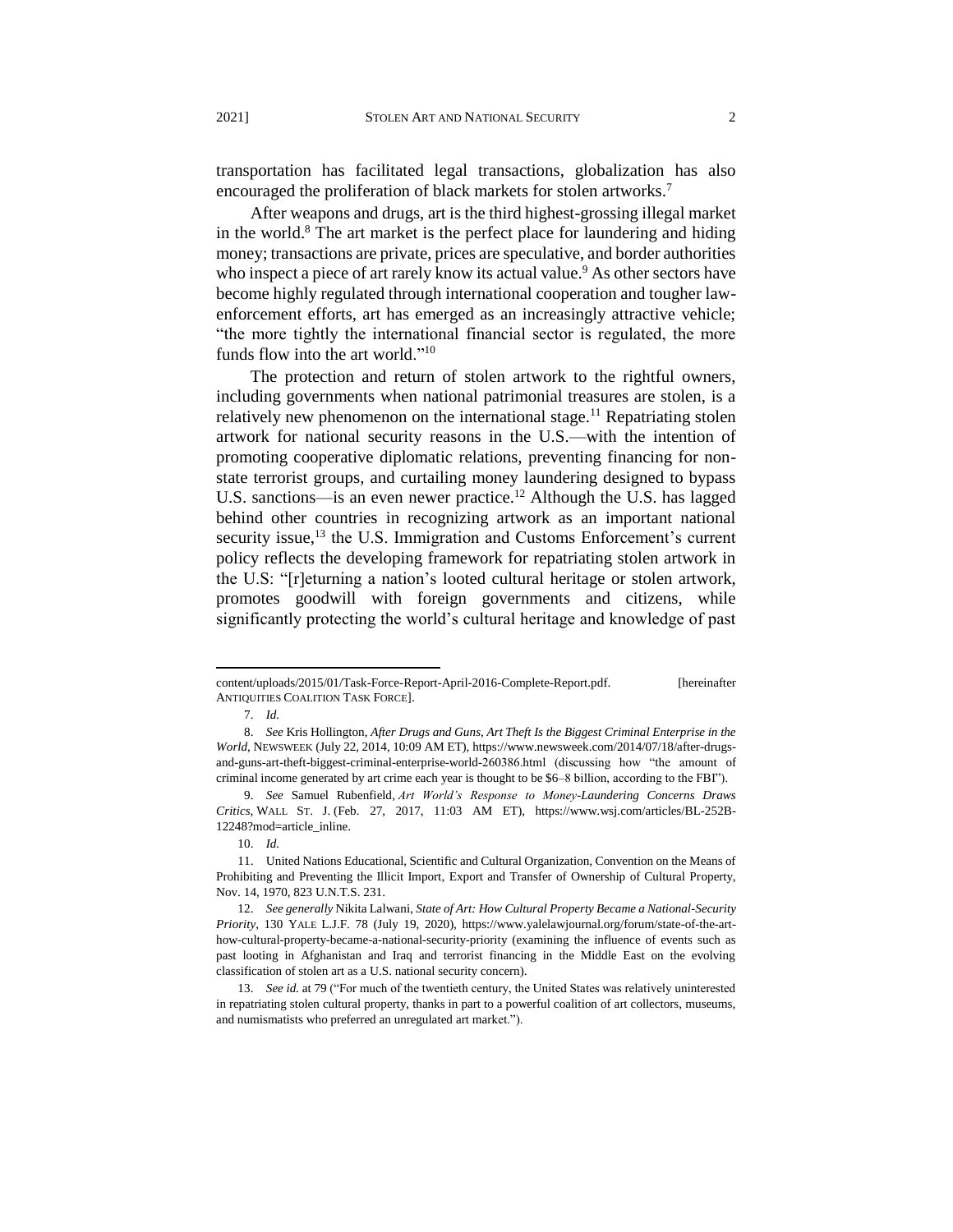transportation has facilitated legal transactions, globalization has also encouraged the proliferation of black markets for stolen artworks.[7]

After weapons and drugs, art is the third highest-grossing illegal market in the world.[8] The art market is the perfect place for laundering and hiding money; transactions are private, prices are speculative, and border authorities who inspect a piece of art rarely know its actual value.[9] As other sectors have become highly regulated through international cooperation and tougher law-enforcement efforts, art has emerged as an increasingly attractive vehicle; "the more tightly the international financial sector is regulated, the more funds flow into the art world."[10]

The protection and return of stolen artwork to the rightful owners, including governments when national patrimonial treasures are stolen, is a relatively new phenomenon on the international stage.[11] Repatriating stolen artwork for national security reasons in the U.S.—with the intention of promoting cooperative diplomatic relations, preventing financing for non-state terrorist groups, and curtailing money laundering designed to bypass U.S. sanctions—is an even newer practice.[12] Although the U.S. has lagged behind other countries in recognizing artwork as an important national security issue,[13] the U.S. Immigration and Customs Enforcement's current policy reflects the developing framework for repatriating stolen artwork in the U.S: "[r]eturning a nation's looted cultural heritage or stolen artwork, promotes goodwill with foreign governments and citizens, while significantly protecting the world's cultural heritage and knowledge of past

---

content/uploads/2015/01/Task-Force-Report-April-2016-Complete-Report.pdf. [hereinafter ANTIQUITIES COALITION TASK FORCE].

7. *Id.*

8. *See* Kris Hollington, *After Drugs and Guns, Art Theft Is the Biggest Criminal Enterprise in the World*, NEWSWEEK (July 22, 2014, 10:09 AM ET), https://www.newsweek.com/2014/07/18/after-drugs-and-guns-art-theft-biggest-criminal-enterprise-world-260386.html (discussing how "the amount of criminal income generated by art crime each year is thought to be $6–8 billion, according to the FBI").

9. *See* Samuel Rubenfield, *Art World's Response to Money-Laundering Concerns Draws Critics*, WALL ST. J. (Feb. 27, 2017, 11:03 AM ET), https://www.wsj.com/articles/BL-252B-12248?mod=article_inline.

10. *Id.*

11. United Nations Educational, Scientific and Cultural Organization, Convention on the Means of Prohibiting and Preventing the Illicit Import, Export and Transfer of Ownership of Cultural Property, Nov. 14, 1970, 823 U.N.T.S. 231.

12. *See generally* Nikita Lalwani, *State of Art: How Cultural Property Became a National-Security Priority*, 130 YALE L.J.F. 78 (July 19, 2020), https://www.yalelawjournal.org/forum/state-of-the-art-how-cultural-property-became-a-national-security-priority (examining the influence of events such as past looting in Afghanistan and Iraq and terrorist financing in the Middle East on the evolving classification of stolen art as a U.S. national security concern).

13. *See id.* at 79 ("For much of the twentieth century, the United States was relatively uninterested in repatriating stolen cultural property, thanks in part to a powerful coalition of art collectors, museums, and numismatists who preferred an unregulated art market.").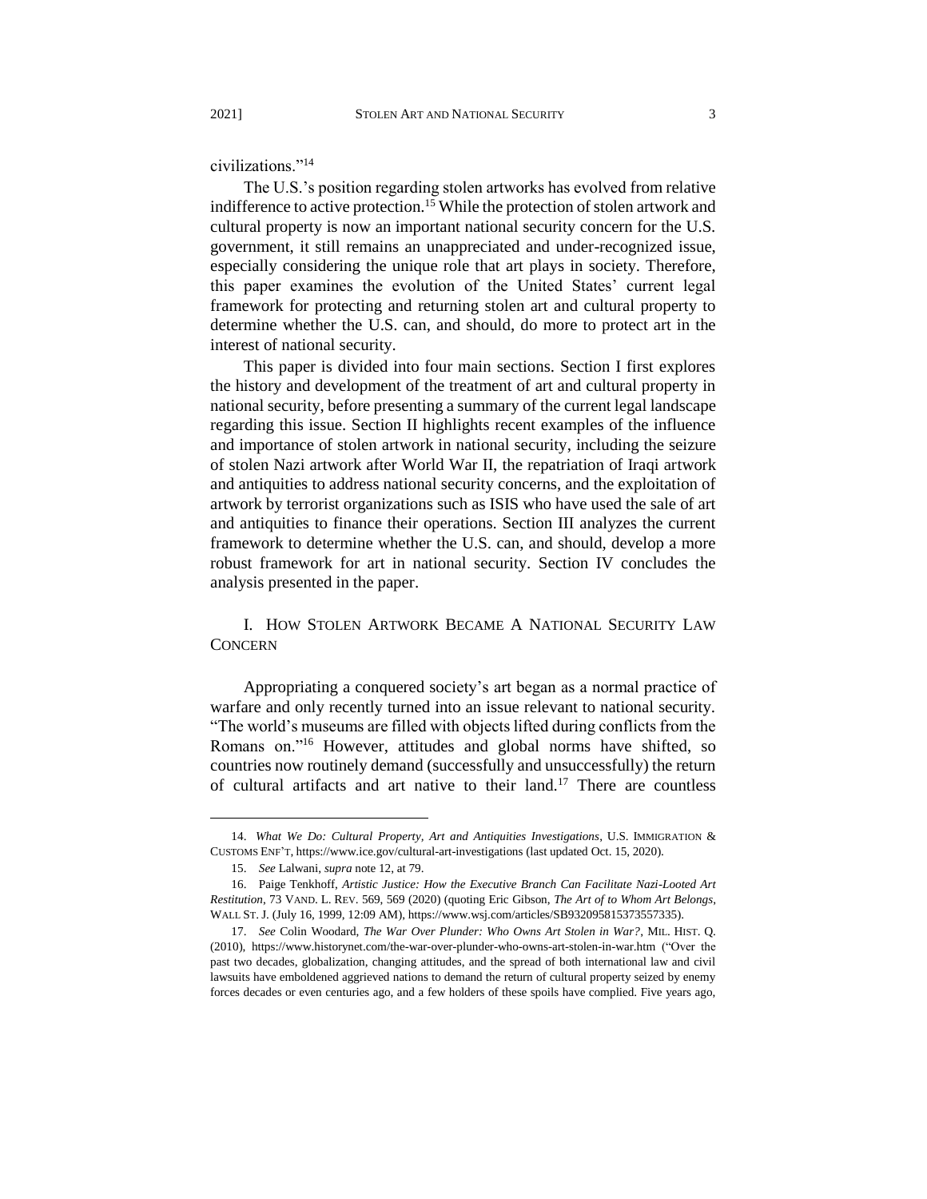civilizations."[14]

The U.S.'s position regarding stolen artworks has evolved from relative indifference to active protection.[15] While the protection of stolen artwork and cultural property is now an important national security concern for the U.S. government, it still remains an unappreciated and under-recognized issue, especially considering the unique role that art plays in society. Therefore, this paper examines the evolution of the United States' current legal framework for protecting and returning stolen art and cultural property to determine whether the U.S. can, and should, do more to protect art in the interest of national security.

This paper is divided into four main sections. Section I first explores the history and development of the treatment of art and cultural property in national security, before presenting a summary of the current legal landscape regarding this issue. Section II highlights recent examples of the influence and importance of stolen artwork in national security, including the seizure of stolen Nazi artwork after World War II, the repatriation of Iraqi artwork and antiquities to address national security concerns, and the exploitation of artwork by terrorist organizations such as ISIS who have used the sale of art and antiquities to finance their operations. Section III analyzes the current framework to determine whether the U.S. can, and should, develop a more robust framework for art in national security. Section IV concludes the analysis presented in the paper.

## I. How Stolen Artwork Became A National Security Law Concern

Appropriating a conquered society's art began as a normal practice of warfare and only recently turned into an issue relevant to national security. "The world's museums are filled with objects lifted during conflicts from the Romans on."[16] However, attitudes and global norms have shifted, so countries now routinely demand (successfully and unsuccessfully) the return of cultural artifacts and art native to their land.[17] There are countless

---

14. *What We Do: Cultural Property, Art and Antiquities Investigations*, U.S. IMMIGRATION & CUSTOMS ENF'T, https://www.ice.gov/cultural-art-investigations (last updated Oct. 15, 2020).

15. *See* Lalwani, *supra* note 12, at 79.

16. Paige Tenkhoff, *Artistic Justice: How the Executive Branch Can Facilitate Nazi-Looted Art Restitution*, 73 VAND. L. REV. 569, 569 (2020) (quoting Eric Gibson, *The Art of to Whom Art Belongs*, WALL ST. J. (July 16, 1999, 12:09 AM), https://www.wsj.com/articles/SB932095815373557335).

17. *See* Colin Woodard, *The War Over Plunder: Who Owns Art Stolen in War?*, MIL. HIST. Q. (2010), https://www.historynet.com/the-war-over-plunder-who-owns-art-stolen-in-war.htm ("Over the past two decades, globalization, changing attitudes, and the spread of both international law and civil lawsuits have emboldened aggrieved nations to demand the return of cultural property seized by enemy forces decades or even centuries ago, and a few holders of these spoils have complied. Five years ago,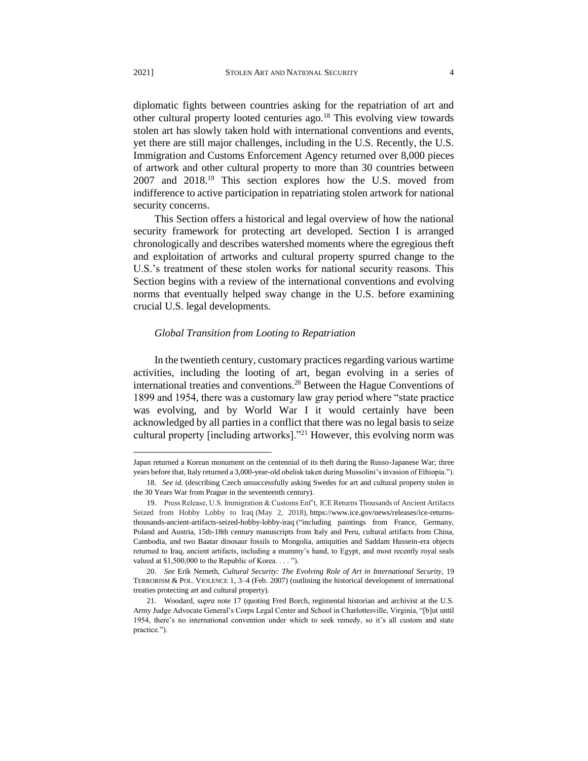diplomatic fights between countries asking for the repatriation of art and other cultural property looted centuries ago.[18] This evolving view towards stolen art has slowly taken hold with international conventions and events, yet there are still major challenges, including in the U.S. Recently, the U.S. Immigration and Customs Enforcement Agency returned over 8,000 pieces of artwork and other cultural property to more than 30 countries between 2007 and 2018.[19] This section explores how the U.S. moved from indifference to active participation in repatriating stolen artwork for national security concerns.

This Section offers a historical and legal overview of how the national security framework for protecting art developed. Section I is arranged chronologically and describes watershed moments where the egregious theft and exploitation of artworks and cultural property spurred change to the U.S.'s treatment of these stolen works for national security reasons. This Section begins with a review of the international conventions and evolving norms that eventually helped sway change in the U.S. before examining crucial U.S. legal developments.

### *Global Transition from Looting to Repatriation*

In the twentieth century, customary practices regarding various wartime activities, including the looting of art, began evolving in a series of international treaties and conventions.[20] Between the Hague Conventions of 1899 and 1954, there was a customary law gray period where "state practice was evolving, and by World War I it would certainly have been acknowledged by all parties in a conflict that there was no legal basis to seize cultural property [including artworks]."[21] However, this evolving norm was

---

Japan returned a Korean monument on the centennial of its theft during the Russo-Japanese War; three years before that, Italy returned a 3,000-year-old obelisk taken during Mussolini's invasion of Ethiopia.").

18. *See id.* (describing Czech unsuccessfully asking Swedes for art and cultural property stolen in the 30 Years War from Prague in the seventeenth century).

19. Press Release, U.S. Immigration & Customs Enf't, ICE Returns Thousands of Ancient Artifacts Seized from Hobby Lobby to Iraq (May 2, 2018), https://www.ice.gov/news/releases/ice-returns-thousands-ancient-artifacts-seized-hobby-lobby-iraq ("including paintings from France, Germany, Poland and Austria, 15th-18th century manuscripts from Italy and Peru, cultural artifacts from China, Cambodia, and two Baatar dinosaur fossils to Mongolia, antiquities and Saddam Hussein-era objects returned to Iraq, ancient artifacts, including a mummy's hand, to Egypt, and most recently royal seals valued at $1,500,000 to the Republic of Korea. . . . ").

20. *See* Erik Nemeth, *Cultural Security: The Evolving Role of Art in International Security*, 19 TERRORISM & POL. VIOLENCE 1, 3–4 (Feb. 2007) (outlining the historical development of international treaties protecting art and cultural property).

21. Woodard, *supra* note 17 (quoting Fred Borch, regimental historian and archivist at the U.S. Army Judge Advocate General's Corps Legal Center and School in Charlottesville, Virginia, "[b]ut until 1954, there's no international convention under which to seek remedy, so it's all custom and state practice.").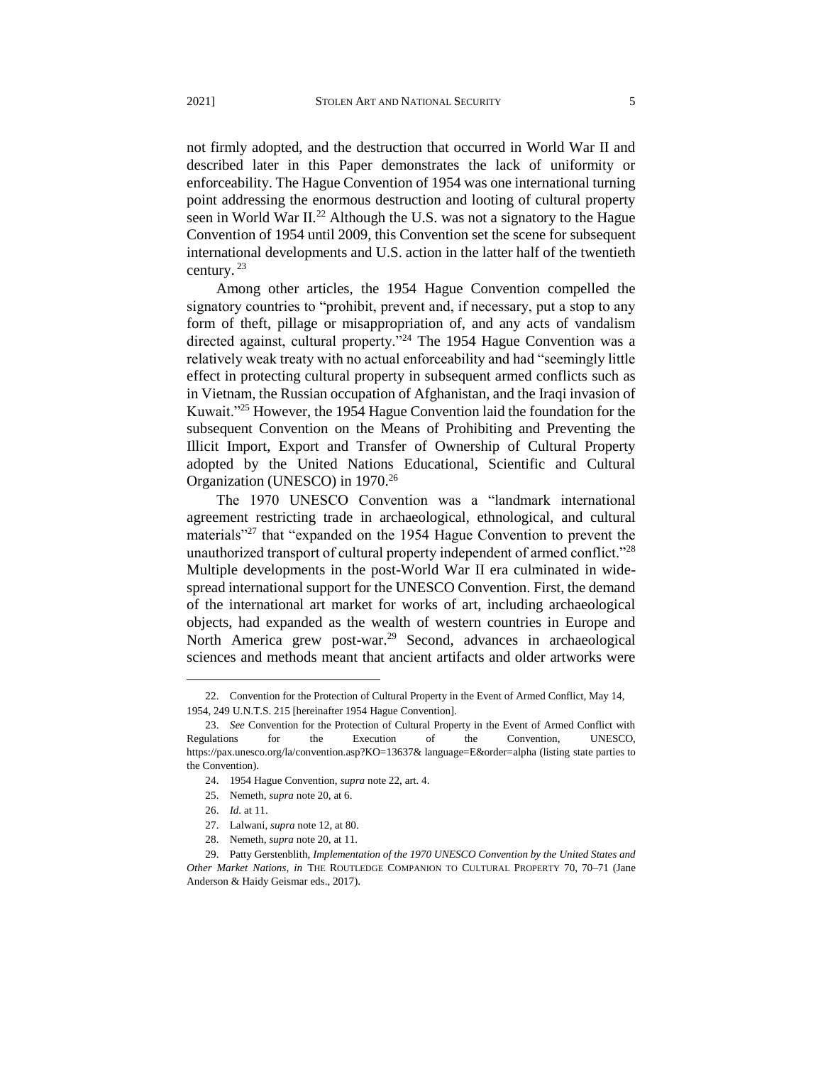not firmly adopted, and the destruction that occurred in World War II and described later in this Paper demonstrates the lack of uniformity or enforceability. The Hague Convention of 1954 was one international turning point addressing the enormous destruction and looting of cultural property seen in World War II.[22] Although the U.S. was not a signatory to the Hague Convention of 1954 until 2009, this Convention set the scene for subsequent international developments and U.S. action in the latter half of the twentieth century. [23]

Among other articles, the 1954 Hague Convention compelled the signatory countries to "prohibit, prevent and, if necessary, put a stop to any form of theft, pillage or misappropriation of, and any acts of vandalism directed against, cultural property."[24] The 1954 Hague Convention was a relatively weak treaty with no actual enforceability and had "seemingly little effect in protecting cultural property in subsequent armed conflicts such as in Vietnam, the Russian occupation of Afghanistan, and the Iraqi invasion of Kuwait."[25] However, the 1954 Hague Convention laid the foundation for the subsequent Convention on the Means of Prohibiting and Preventing the Illicit Import, Export and Transfer of Ownership of Cultural Property adopted by the United Nations Educational, Scientific and Cultural Organization (UNESCO) in 1970.[26]

The 1970 UNESCO Convention was a "landmark international agreement restricting trade in archaeological, ethnological, and cultural materials"[27] that "expanded on the 1954 Hague Convention to prevent the unauthorized transport of cultural property independent of armed conflict."[28] Multiple developments in the post-World War II era culminated in wide-spread international support for the UNESCO Convention. First, the demand of the international art market for works of art, including archaeological objects, had expanded as the wealth of western countries in Europe and North America grew post-war.[29] Second, advances in archaeological sciences and methods meant that ancient artifacts and older artworks were

22. Convention for the Protection of Cultural Property in the Event of Armed Conflict, May 14, 1954, 249 U.N.T.S. 215 [hereinafter 1954 Hague Convention].

23. *See* Convention for the Protection of Cultural Property in the Event of Armed Conflict with Regulations for the Execution of the Convention, UNESCO, https://pax.unesco.org/la/convention.asp?KO=13637& language=E&order=alpha (listing state parties to the Convention).

24. 1954 Hague Convention, *supra* note 22, art. 4.

25. Nemeth, *supra* note 20, at 6.

26. *Id.* at 11.

27. Lalwani, *supra* note 12, at 80.

28. Nemeth, *supra* note 20, at 11.

29. Patty Gerstenblith, *Implementation of the 1970 UNESCO Convention by the United States and Other Market Nations*, *in* THE ROUTLEDGE COMPANION TO CULTURAL PROPERTY 70, 70–71 (Jane Anderson & Haidy Geismar eds., 2017).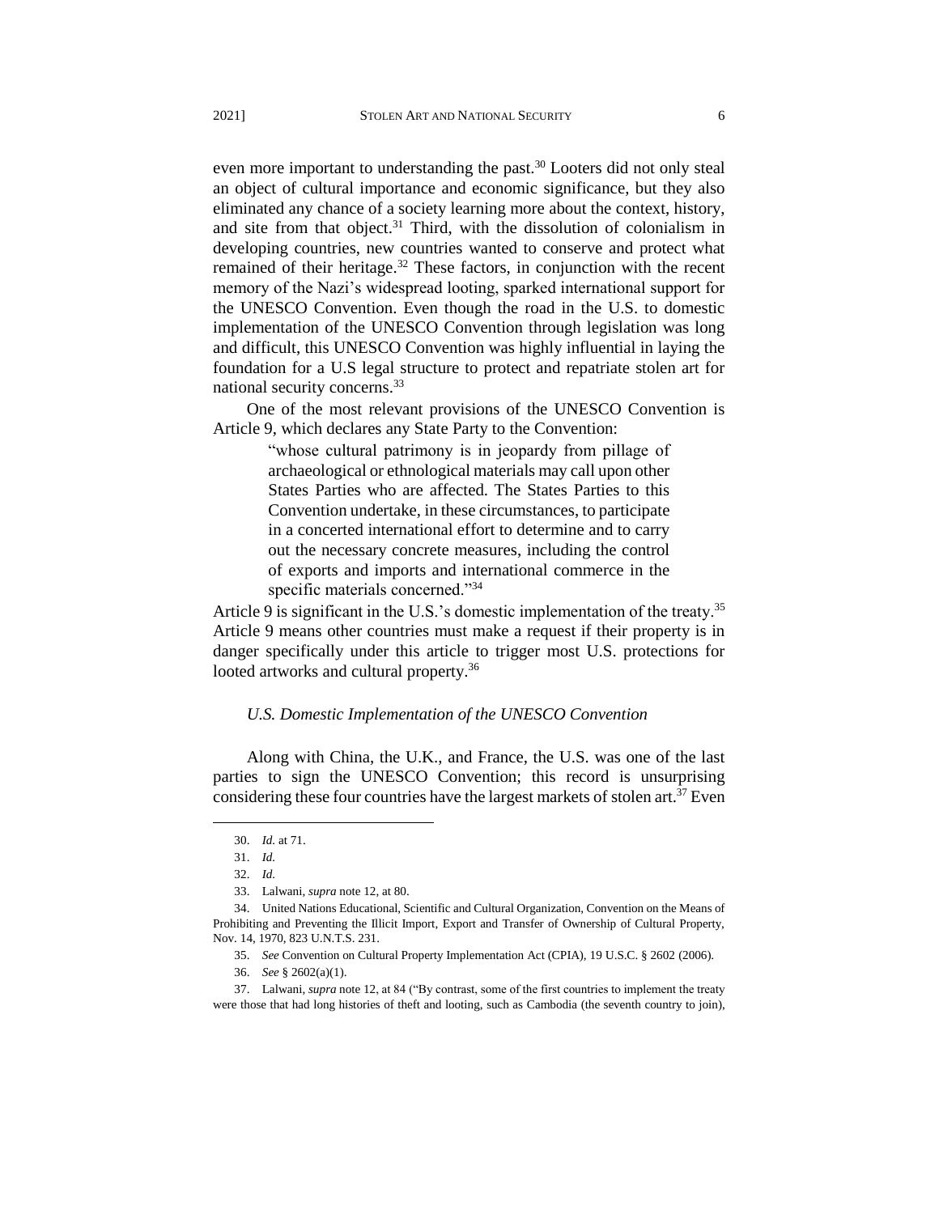even more important to understanding the past.[30] Looters did not only steal an object of cultural importance and economic significance, but they also eliminated any chance of a society learning more about the context, history, and site from that object.[31] Third, with the dissolution of colonialism in developing countries, new countries wanted to conserve and protect what remained of their heritage.[32] These factors, in conjunction with the recent memory of the Nazi's widespread looting, sparked international support for the UNESCO Convention. Even though the road in the U.S. to domestic implementation of the UNESCO Convention through legislation was long and difficult, this UNESCO Convention was highly influential in laying the foundation for a U.S legal structure to protect and repatriate stolen art for national security concerns.[33]

One of the most relevant provisions of the UNESCO Convention is Article 9, which declares any State Party to the Convention:

> "whose cultural patrimony is in jeopardy from pillage of archaeological or ethnological materials may call upon other States Parties who are affected. The States Parties to this Convention undertake, in these circumstances, to participate in a concerted international effort to determine and to carry out the necessary concrete measures, including the control of exports and imports and international commerce in the specific materials concerned."[34]

Article 9 is significant in the U.S.'s domestic implementation of the treaty.[35] Article 9 means other countries must make a request if their property is in danger specifically under this article to trigger most U.S. protections for looted artworks and cultural property.[36]

### *U.S. Domestic Implementation of the UNESCO Convention*

Along with China, the U.K., and France, the U.S. was one of the last parties to sign the UNESCO Convention; this record is unsurprising considering these four countries have the largest markets of stolen art.[37] Even

---

30. *Id.* at 71.

31. *Id.*

32. *Id.*

33. Lalwani, *supra* note 12, at 80.

34. United Nations Educational, Scientific and Cultural Organization, Convention on the Means of Prohibiting and Preventing the Illicit Import, Export and Transfer of Ownership of Cultural Property, Nov. 14, 1970, 823 U.N.T.S. 231.

35. *See* Convention on Cultural Property Implementation Act (CPIA), 19 U.S.C. § 2602 (2006).

36. *See* § 2602(a)(1).

37. Lalwani, *supra* note 12, at 84 ("By contrast, some of the first countries to implement the treaty were those that had long histories of theft and looting, such as Cambodia (the seventh country to join),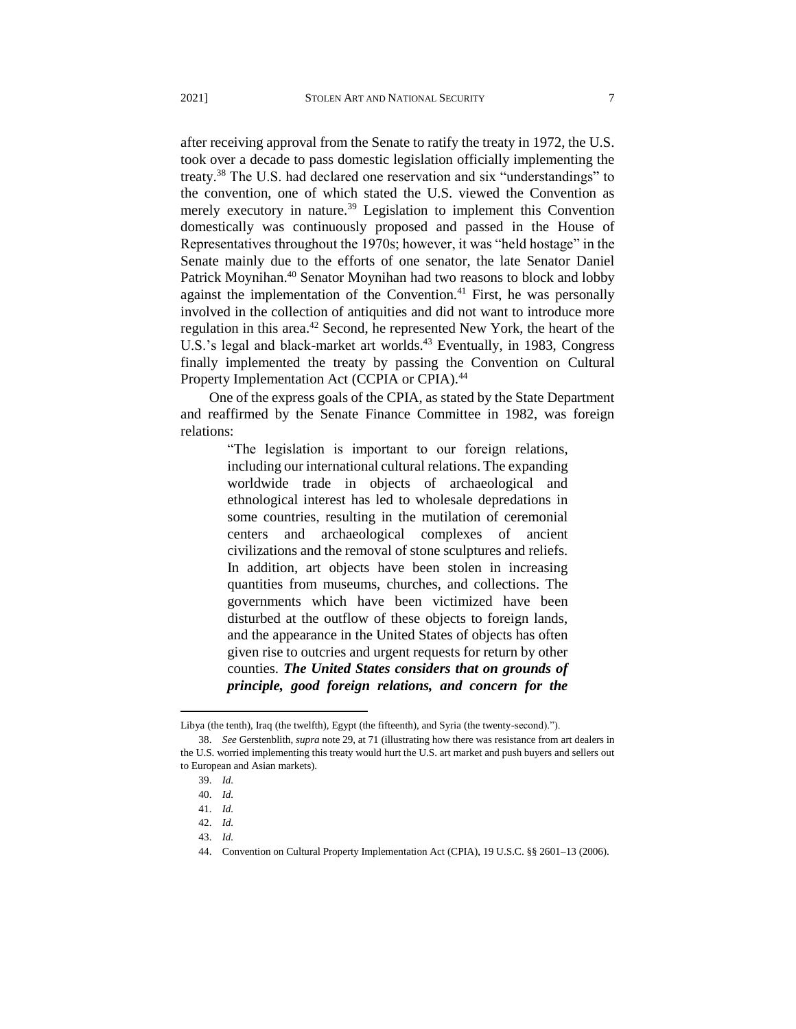after receiving approval from the Senate to ratify the treaty in 1972, the U.S. took over a decade to pass domestic legislation officially implementing the treaty.[38] The U.S. had declared one reservation and six "understandings" to the convention, one of which stated the U.S. viewed the Convention as merely executory in nature.[39] Legislation to implement this Convention domestically was continuously proposed and passed in the House of Representatives throughout the 1970s; however, it was "held hostage" in the Senate mainly due to the efforts of one senator, the late Senator Daniel Patrick Moynihan.[40] Senator Moynihan had two reasons to block and lobby against the implementation of the Convention.[41] First, he was personally involved in the collection of antiquities and did not want to introduce more regulation in this area.[42] Second, he represented New York, the heart of the U.S.'s legal and black-market art worlds.[43] Eventually, in 1983, Congress finally implemented the treaty by passing the Convention on Cultural Property Implementation Act (CCPIA or CPIA).[44]

One of the express goals of the CPIA, as stated by the State Department and reaffirmed by the Senate Finance Committee in 1982, was foreign relations:

> "The legislation is important to our foreign relations, including our international cultural relations. The expanding worldwide trade in objects of archaeological and ethnological interest has led to wholesale depredations in some countries, resulting in the mutilation of ceremonial centers and archaeological complexes of ancient civilizations and the removal of stone sculptures and reliefs. In addition, art objects have been stolen in increasing quantities from museums, churches, and collections. The governments which have been victimized have been disturbed at the outflow of these objects to foreign lands, and the appearance in the United States of objects has often given rise to outcries and urgent requests for return by other counties. ***The United States considers that on grounds of principle, good foreign relations, and concern for the***

---

Libya (the tenth), Iraq (the twelfth), Egypt (the fifteenth), and Syria (the twenty-second).").

38. *See* Gerstenblith, *supra* note 29, at 71 (illustrating how there was resistance from art dealers in the U.S. worried implementing this treaty would hurt the U.S. art market and push buyers and sellers out to European and Asian markets).

39. *Id.*

40. *Id.*

41. *Id.*

42. *Id.*

43. *Id.*

44. Convention on Cultural Property Implementation Act (CPIA), 19 U.S.C. §§ 2601–13 (2006).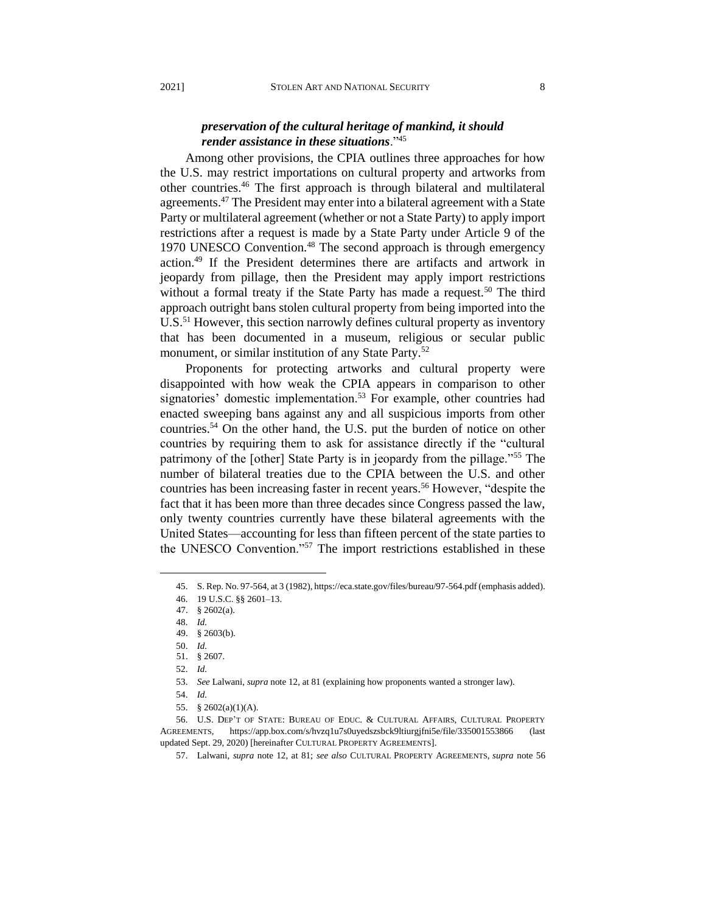***preservation of the cultural heritage of mankind, it should render assistance in these situations*."[45]

Among other provisions, the CPIA outlines three approaches for how the U.S. may restrict importations on cultural property and artworks from other countries.[46] The first approach is through bilateral and multilateral agreements.[47] The President may enter into a bilateral agreement with a State Party or multilateral agreement (whether or not a State Party) to apply import restrictions after a request is made by a State Party under Article 9 of the 1970 UNESCO Convention.[48] The second approach is through emergency action.[49] If the President determines there are artifacts and artwork in jeopardy from pillage, then the President may apply import restrictions without a formal treaty if the State Party has made a request.[50] The third approach outright bans stolen cultural property from being imported into the U.S.[51] However, this section narrowly defines cultural property as inventory that has been documented in a museum, religious or secular public monument, or similar institution of any State Party.[52]

Proponents for protecting artworks and cultural property were disappointed with how weak the CPIA appears in comparison to other signatories' domestic implementation.[53] For example, other countries had enacted sweeping bans against any and all suspicious imports from other countries.[54] On the other hand, the U.S. put the burden of notice on other countries by requiring them to ask for assistance directly if the "cultural patrimony of the [other] State Party is in jeopardy from the pillage."[55] The number of bilateral treaties due to the CPIA between the U.S. and other countries has been increasing faster in recent years.[56] However, "despite the fact that it has been more than three decades since Congress passed the law, only twenty countries currently have these bilateral agreements with the United States—accounting for less than fifteen percent of the state parties to the UNESCO Convention."[57] The import restrictions established in these

---

45. S. Rep. No. 97-564, at 3 (1982), https://eca.state.gov/files/bureau/97-564.pdf (emphasis added).

46. 19 U.S.C. §§ 2601–13.

47. § 2602(a).

48. *Id.*

49. § 2603(b).

50. *Id.*

51. § 2607.

52. *Id.*

53. *See* Lalwani, *supra* note 12, at 81 (explaining how proponents wanted a stronger law).

54. *Id.*

55. § 2602(a)(1)(A).

56. U.S. DEP'T OF STATE: BUREAU OF EDUC. & CULTURAL AFFAIRS, CULTURAL PROPERTY AGREEMENTS, https://app.box.com/s/hvzq1u7s0uyedszsbck9ltiurgjfni5e/file/335001553866 (last updated Sept. 29, 2020) [hereinafter CULTURAL PROPERTY AGREEMENTS].

57. Lalwani, *supra* note 12, at 81; *see also* CULTURAL PROPERTY AGREEMENTS, *supra* note 56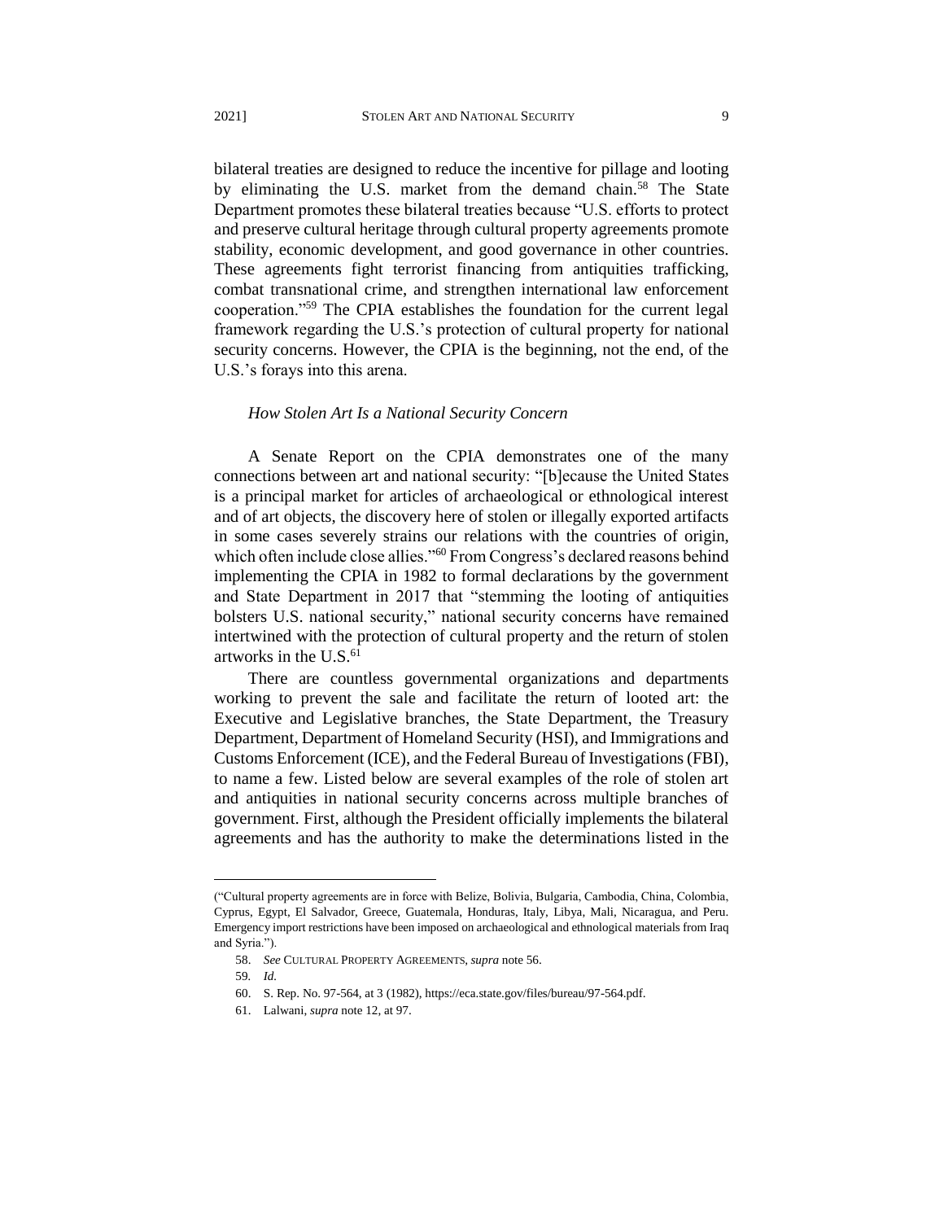bilateral treaties are designed to reduce the incentive for pillage and looting by eliminating the U.S. market from the demand chain.[58] The State Department promotes these bilateral treaties because "U.S. efforts to protect and preserve cultural heritage through cultural property agreements promote stability, economic development, and good governance in other countries. These agreements fight terrorist financing from antiquities trafficking, combat transnational crime, and strengthen international law enforcement cooperation."[59] The CPIA establishes the foundation for the current legal framework regarding the U.S.'s protection of cultural property for national security concerns. However, the CPIA is the beginning, not the end, of the U.S.'s forays into this arena.

### *How Stolen Art Is a National Security Concern*

A Senate Report on the CPIA demonstrates one of the many connections between art and national security: "[b]ecause the United States is a principal market for articles of archaeological or ethnological interest and of art objects, the discovery here of stolen or illegally exported artifacts in some cases severely strains our relations with the countries of origin, which often include close allies."[60] From Congress's declared reasons behind implementing the CPIA in 1982 to formal declarations by the government and State Department in 2017 that "stemming the looting of antiquities bolsters U.S. national security," national security concerns have remained intertwined with the protection of cultural property and the return of stolen artworks in the U.S.[61]

There are countless governmental organizations and departments working to prevent the sale and facilitate the return of looted art: the Executive and Legislative branches, the State Department, the Treasury Department, Department of Homeland Security (HSI), and Immigrations and Customs Enforcement (ICE), and the Federal Bureau of Investigations (FBI), to name a few. Listed below are several examples of the role of stolen art and antiquities in national security concerns across multiple branches of government. First, although the President officially implements the bilateral agreements and has the authority to make the determinations listed in the

---

("Cultural property agreements are in force with Belize, Bolivia, Bulgaria, Cambodia, China, Colombia, Cyprus, Egypt, El Salvador, Greece, Guatemala, Honduras, Italy, Libya, Mali, Nicaragua, and Peru. Emergency import restrictions have been imposed on archaeological and ethnological materials from Iraq and Syria.").

58. *See* CULTURAL PROPERTY AGREEMENTS, *supra* note 56.

59. *Id.*

60. S. Rep. No. 97-564, at 3 (1982), https://eca.state.gov/files/bureau/97-564.pdf.

61. Lalwani, *supra* note 12, at 97.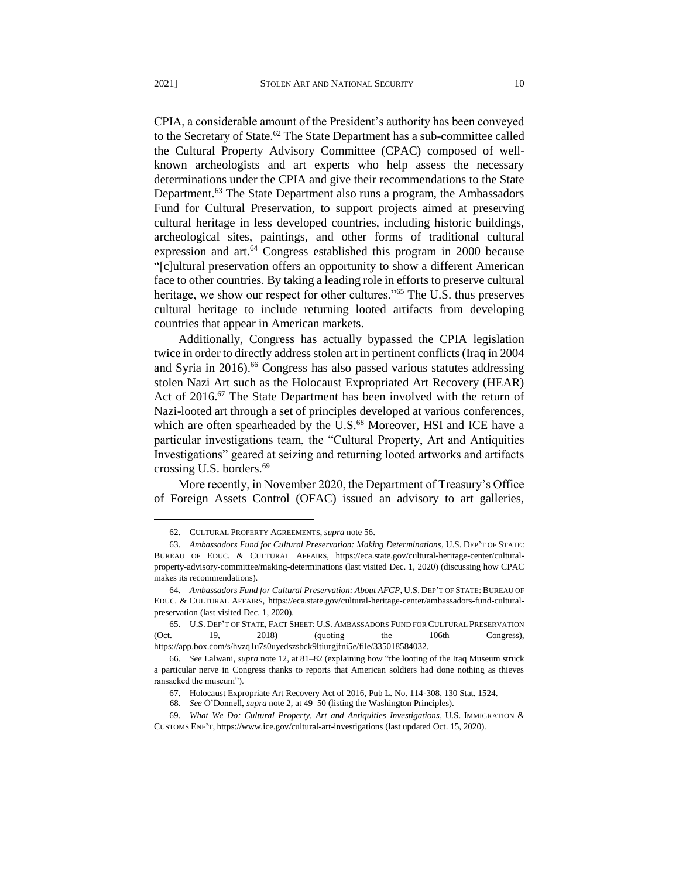CPIA, a considerable amount of the President's authority has been conveyed to the Secretary of State.[62] The State Department has a sub-committee called the Cultural Property Advisory Committee (CPAC) composed of well-known archeologists and art experts who help assess the necessary determinations under the CPIA and give their recommendations to the State Department.[63] The State Department also runs a program, the Ambassadors Fund for Cultural Preservation, to support projects aimed at preserving cultural heritage in less developed countries, including historic buildings, archeological sites, paintings, and other forms of traditional cultural expression and art.[64] Congress established this program in 2000 because "[c]ultural preservation offers an opportunity to show a different American face to other countries. By taking a leading role in efforts to preserve cultural heritage, we show our respect for other cultures."[65] The U.S. thus preserves cultural heritage to include returning looted artifacts from developing countries that appear in American markets.

Additionally, Congress has actually bypassed the CPIA legislation twice in order to directly address stolen art in pertinent conflicts (Iraq in 2004 and Syria in 2016).[66] Congress has also passed various statutes addressing stolen Nazi Art such as the Holocaust Expropriated Art Recovery (HEAR) Act of 2016.[67] The State Department has been involved with the return of Nazi-looted art through a set of principles developed at various conferences, which are often spearheaded by the U.S.[68] Moreover, HSI and ICE have a particular investigations team, the "Cultural Property, Art and Antiquities Investigations" geared at seizing and returning looted artworks and artifacts crossing U.S. borders.[69]

More recently, in November 2020, the Department of Treasury's Office of Foreign Assets Control (OFAC) issued an advisory to art galleries,

---

62. CULTURAL PROPERTY AGREEMENTS, *supra* note 56.

63. *Ambassadors Fund for Cultural Preservation: Making Determinations*, U.S. DEP'T OF STATE: BUREAU OF EDUC. & CULTURAL AFFAIRS, https://eca.state.gov/cultural-heritage-center/cultural-property-advisory-committee/making-determinations (last visited Dec. 1, 2020) (discussing how CPAC makes its recommendations).

64. *Ambassadors Fund for Cultural Preservation: About AFCP*, U.S. DEP'T OF STATE: BUREAU OF EDUC. & CULTURAL AFFAIRS, https://eca.state.gov/cultural-heritage-center/ambassadors-fund-cultural-preservation (last visited Dec. 1, 2020).

65. U.S. DEP'T OF STATE, FACT SHEET: U.S. AMBASSADORS FUND FOR CULTURAL PRESERVATION (Oct. 19, 2018) (quoting the 106th Congress), https://app.box.com/s/hvzq1u7s0uyedszsbck9ltiurgjfni5e/file/335018584032.

66. *See* Lalwani, *supra* note 12, at 81–82 (explaining how "the looting of the Iraq Museum struck a particular nerve in Congress thanks to reports that American soldiers had done nothing as thieves ransacked the museum").

67. Holocaust Expropriate Art Recovery Act of 2016, Pub L. No. 114-308, 130 Stat. 1524.

68. *See* O'Donnell, *supra* note 2, at 49–50 (listing the Washington Principles).

69. *What We Do: Cultural Property, Art and Antiquities Investigations*, U.S. IMMIGRATION & CUSTOMS ENF'T, https://www.ice.gov/cultural-art-investigations (last updated Oct. 15, 2020).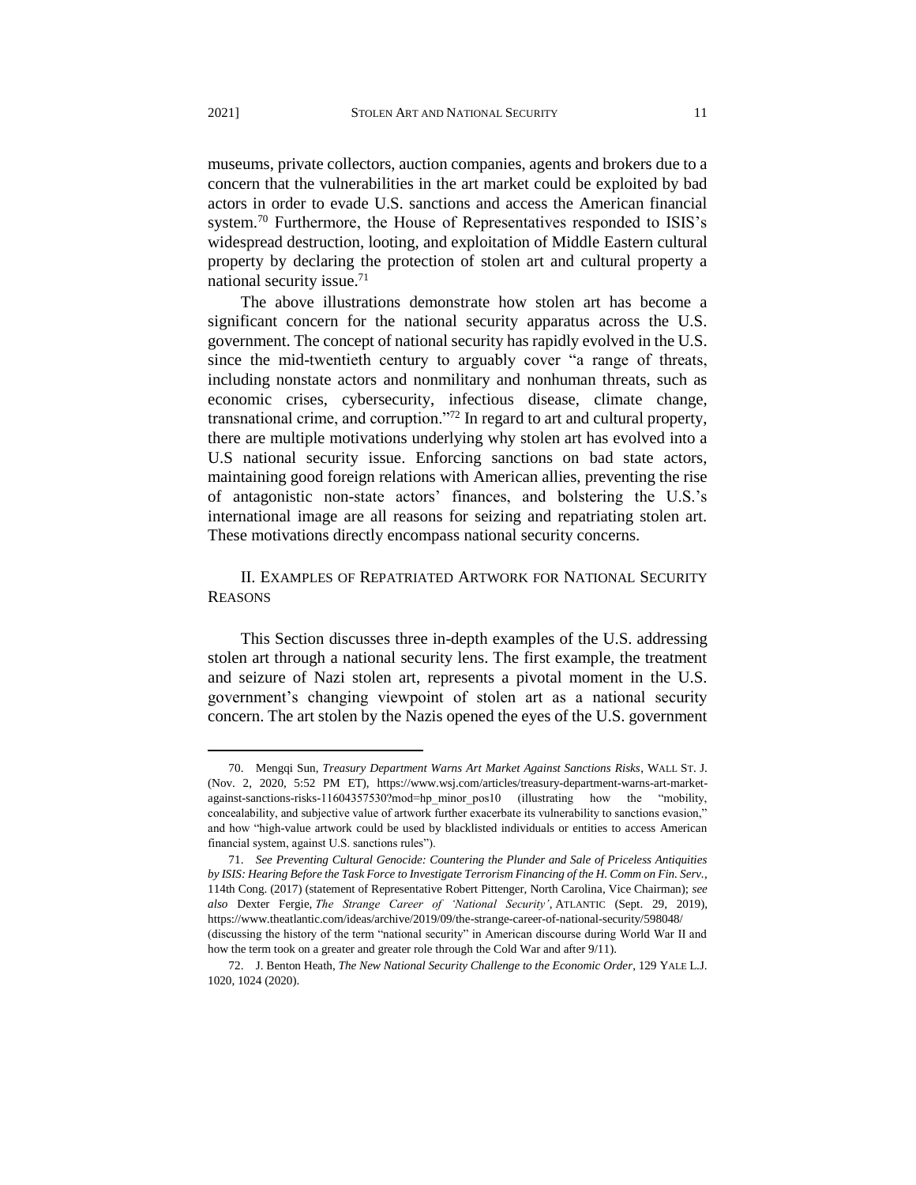museums, private collectors, auction companies, agents and brokers due to a concern that the vulnerabilities in the art market could be exploited by bad actors in order to evade U.S. sanctions and access the American financial system.[70] Furthermore, the House of Representatives responded to ISIS's widespread destruction, looting, and exploitation of Middle Eastern cultural property by declaring the protection of stolen art and cultural property a national security issue.[71]

The above illustrations demonstrate how stolen art has become a significant concern for the national security apparatus across the U.S. government. The concept of national security has rapidly evolved in the U.S. since the mid-twentieth century to arguably cover "a range of threats, including nonstate actors and nonmilitary and nonhuman threats, such as economic crises, cybersecurity, infectious disease, climate change, transnational crime, and corruption."[72] In regard to art and cultural property, there are multiple motivations underlying why stolen art has evolved into a U.S national security issue. Enforcing sanctions on bad state actors, maintaining good foreign relations with American allies, preventing the rise of antagonistic non-state actors' finances, and bolstering the U.S.'s international image are all reasons for seizing and repatriating stolen art. These motivations directly encompass national security concerns.

## II. EXAMPLES OF REPATRIATED ARTWORK FOR NATIONAL SECURITY REASONS

This Section discusses three in-depth examples of the U.S. addressing stolen art through a national security lens. The first example, the treatment and seizure of Nazi stolen art, represents a pivotal moment in the U.S. government's changing viewpoint of stolen art as a national security concern. The art stolen by the Nazis opened the eyes of the U.S. government

---

70. Mengqi Sun, *Treasury Department Warns Art Market Against Sanctions Risks*, WALL ST. J. (Nov. 2, 2020, 5:52 PM ET), https://www.wsj.com/articles/treasury-department-warns-art-market-against-sanctions-risks-11604357530?mod=hp_minor_pos10 (illustrating how the "mobility, concealability, and subjective value of artwork further exacerbate its vulnerability to sanctions evasion," and how "high-value artwork could be used by blacklisted individuals or entities to access American financial system, against U.S. sanctions rules").

71. *See Preventing Cultural Genocide: Countering the Plunder and Sale of Priceless Antiquities by ISIS: Hearing Before the Task Force to Investigate Terrorism Financing of the H. Comm on Fin. Serv.*, 114th Cong. (2017) (statement of Representative Robert Pittenger, North Carolina, Vice Chairman); *see also* Dexter Fergie, *The Strange Career of 'National Security'*, ATLANTIC (Sept. 29, 2019), https://www.theatlantic.com/ideas/archive/2019/09/the-strange-career-of-national-security/598048/ (discussing the history of the term "national security" in American discourse during World War II and how the term took on a greater and greater role through the Cold War and after 9/11).

72. J. Benton Heath, *The New National Security Challenge to the Economic Order*, 129 YALE L.J. 1020, 1024 (2020).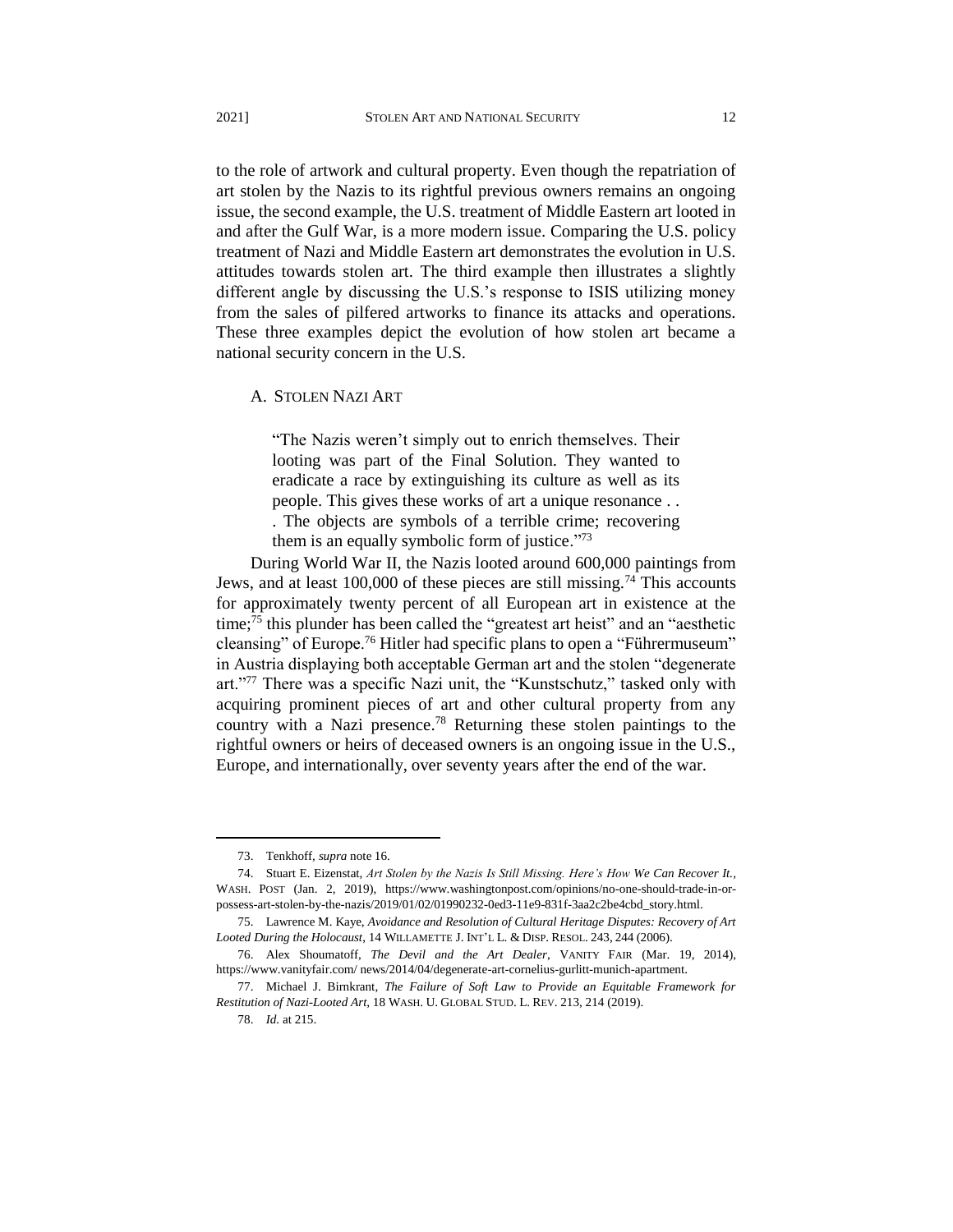to the role of artwork and cultural property. Even though the repatriation of art stolen by the Nazis to its rightful previous owners remains an ongoing issue, the second example, the U.S. treatment of Middle Eastern art looted in and after the Gulf War, is a more modern issue. Comparing the U.S. policy treatment of Nazi and Middle Eastern art demonstrates the evolution in U.S. attitudes towards stolen art. The third example then illustrates a slightly different angle by discussing the U.S.'s response to ISIS utilizing money from the sales of pilfered artworks to finance its attacks and operations. These three examples depict the evolution of how stolen art became a national security concern in the U.S.

### A. STOLEN NAZI ART

> "The Nazis weren't simply out to enrich themselves. Their looting was part of the Final Solution. They wanted to eradicate a race by extinguishing its culture as well as its people. This gives these works of art a unique resonance . . . The objects are symbols of a terrible crime; recovering them is an equally symbolic form of justice."[73]

During World War II, the Nazis looted around 600,000 paintings from Jews, and at least 100,000 of these pieces are still missing.[74] This accounts for approximately twenty percent of all European art in existence at the time;[75] this plunder has been called the "greatest art heist" and an "aesthetic cleansing" of Europe.[76] Hitler had specific plans to open a "Führermuseum" in Austria displaying both acceptable German art and the stolen "degenerate art."[77] There was a specific Nazi unit, the "Kunstschutz," tasked only with acquiring prominent pieces of art and other cultural property from any country with a Nazi presence.[78] Returning these stolen paintings to the rightful owners or heirs of deceased owners is an ongoing issue in the U.S., Europe, and internationally, over seventy years after the end of the war.

---

73. Tenkhoff, *supra* note 16.

74. Stuart E. Eizenstat, *Art Stolen by the Nazis Is Still Missing. Here's How We Can Recover It.*, WASH. POST (Jan. 2, 2019), https://www.washingtonpost.com/opinions/no-one-should-trade-in-or-possess-art-stolen-by-the-nazis/2019/01/02/01990232-0ed3-11e9-831f-3aa2c2be4cbd_story.html.

75. Lawrence M. Kaye, *Avoidance and Resolution of Cultural Heritage Disputes: Recovery of Art Looted During the Holocaust*, 14 WILLAMETTE J. INT'L L. & DISP. RESOL. 243, 244 (2006).

76. Alex Shoumatoff, *The Devil and the Art Dealer*, VANITY FAIR (Mar. 19, 2014), https://www.vanityfair.com/ news/2014/04/degenerate-art-cornelius-gurlitt-munich-apartment.

77. Michael J. Birnkrant, *The Failure of Soft Law to Provide an Equitable Framework for Restitution of Nazi-Looted Art*, 18 WASH. U. GLOBAL STUD. L. REV. 213, 214 (2019).

78. *Id.* at 215.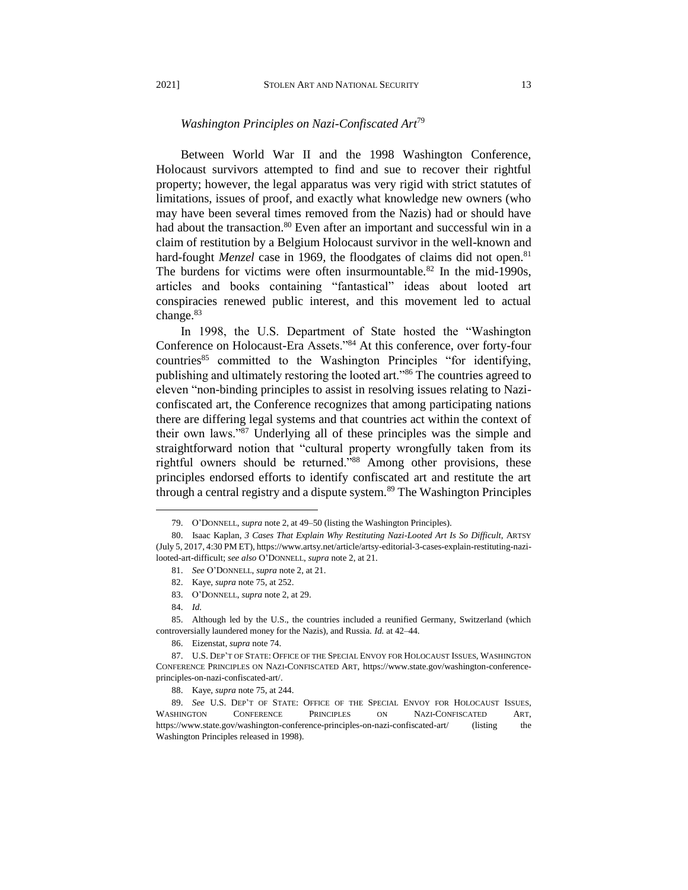*Washington Principles on Nazi-Confiscated Art*[79]

Between World War II and the 1998 Washington Conference, Holocaust survivors attempted to find and sue to recover their rightful property; however, the legal apparatus was very rigid with strict statutes of limitations, issues of proof, and exactly what knowledge new owners (who may have been several times removed from the Nazis) had or should have had about the transaction.[80] Even after an important and successful win in a claim of restitution by a Belgium Holocaust survivor in the well-known and hard-fought *Menzel* case in 1969, the floodgates of claims did not open.[81] The burdens for victims were often insurmountable.[82] In the mid-1990s, articles and books containing "fantastical" ideas about looted art conspiracies renewed public interest, and this movement led to actual change.[83]

In 1998, the U.S. Department of State hosted the "Washington Conference on Holocaust-Era Assets."[84] At this conference, over forty-four countries[85] committed to the Washington Principles "for identifying, publishing and ultimately restoring the looted art."[86] The countries agreed to eleven "non-binding principles to assist in resolving issues relating to Nazi-confiscated art, the Conference recognizes that among participating nations there are differing legal systems and that countries act within the context of their own laws."[87] Underlying all of these principles was the simple and straightforward notion that "cultural property wrongfully taken from its rightful owners should be returned."[88] Among other provisions, these principles endorsed efforts to identify confiscated art and restitute the art through a central registry and a dispute system.[89] The Washington Principles

---

79. O'DONNELL, *supra* note 2, at 49–50 (listing the Washington Principles).

80. Isaac Kaplan, *3 Cases That Explain Why Restituting Nazi-Looted Art Is So Difficult*, ARTSY (July 5, 2017, 4:30 PM ET), https://www.artsy.net/article/artsy-editorial-3-cases-explain-restituting-nazi-looted-art-difficult; *see also* O'DONNELL, *supra* note 2, at 21.

81. *See* O'DONNELL, *supra* note 2, at 21.

82. Kaye, *supra* note 75, at 252.

83. O'DONNELL, *supra* note 2, at 29.

84. *Id.*

85. Although led by the U.S., the countries included a reunified Germany, Switzerland (which controversially laundered money for the Nazis), and Russia. *Id.* at 42–44.

86. Eizenstat, *supra* note 74.

87. U.S. DEP'T OF STATE: OFFICE OF THE SPECIAL ENVOY FOR HOLOCAUST ISSUES, WASHINGTON CONFERENCE PRINCIPLES ON NAZI-CONFISCATED ART, https://www.state.gov/washington-conference-principles-on-nazi-confiscated-art/.

88. Kaye, *supra* note 75, at 244.

89. *See* U.S. DEP'T OF STATE: OFFICE OF THE SPECIAL ENVOY FOR HOLOCAUST ISSUES, WASHINGTON CONFERENCE PRINCIPLES ON NAZI-CONFISCATED ART, https://www.state.gov/washington-conference-principles-on-nazi-confiscated-art/ (listing the Washington Principles released in 1998).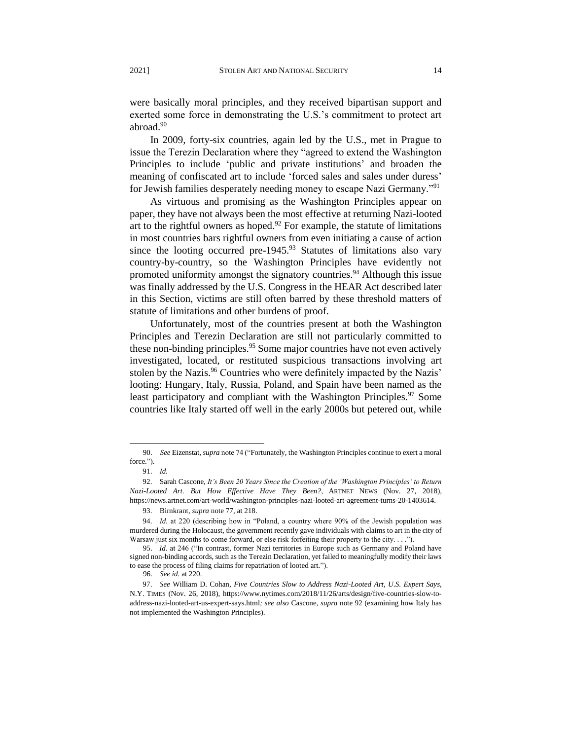were basically moral principles, and they received bipartisan support and exerted some force in demonstrating the U.S.'s commitment to protect art abroad.[90]

In 2009, forty-six countries, again led by the U.S., met in Prague to issue the Terezin Declaration where they "agreed to extend the Washington Principles to include 'public and private institutions' and broaden the meaning of confiscated art to include 'forced sales and sales under duress' for Jewish families desperately needing money to escape Nazi Germany."[91]

As virtuous and promising as the Washington Principles appear on paper, they have not always been the most effective at returning Nazi-looted art to the rightful owners as hoped.[92] For example, the statute of limitations in most countries bars rightful owners from even initiating a cause of action since the looting occurred pre-1945.[93] Statutes of limitations also vary country-by-country, so the Washington Principles have evidently not promoted uniformity amongst the signatory countries.[94] Although this issue was finally addressed by the U.S. Congress in the HEAR Act described later in this Section, victims are still often barred by these threshold matters of statute of limitations and other burdens of proof.

Unfortunately, most of the countries present at both the Washington Principles and Terezin Declaration are still not particularly committed to these non-binding principles.[95] Some major countries have not even actively investigated, located, or restituted suspicious transactions involving art stolen by the Nazis.[96] Countries who were definitely impacted by the Nazis' looting: Hungary, Italy, Russia, Poland, and Spain have been named as the least participatory and compliant with the Washington Principles.[97] Some countries like Italy started off well in the early 2000s but petered out, while

---

90. *See* Eizenstat, *supra* note 74 ("Fortunately, the Washington Principles continue to exert a moral force.").

91. *Id.*

92. Sarah Cascone, *It's Been 20 Years Since the Creation of the 'Washington Principles' to Return Nazi-Looted Art. But How Effective Have They Been?*, ARTNET NEWS (Nov. 27, 2018), https://news.artnet.com/art-world/washington-principles-nazi-looted-art-agreement-turns-20-1403614.

93. Birnkrant, *supra* note 77, at 218.

94. *Id.* at 220 (describing how in "Poland, a country where 90% of the Jewish population was murdered during the Holocaust, the government recently gave individuals with claims to art in the city of Warsaw just six months to come forward, or else risk forfeiting their property to the city. . . .").

95. *Id.* at 246 ("In contrast, former Nazi territories in Europe such as Germany and Poland have signed non-binding accords, such as the Terezin Declaration, yet failed to meaningfully modify their laws to ease the process of filing claims for repatriation of looted art.").

96. *See id.* at 220.

97. *See* William D. Cohan, *Five Countries Slow to Address Nazi-Looted Art, U.S. Expert Says*, N.Y. TIMES (Nov. 26, 2018), https://www.nytimes.com/2018/11/26/arts/design/five-countries-slow-to-address-nazi-looted-art-us-expert-says.html*; see also* Cascone, *supra* note 92 (examining how Italy has not implemented the Washington Principles).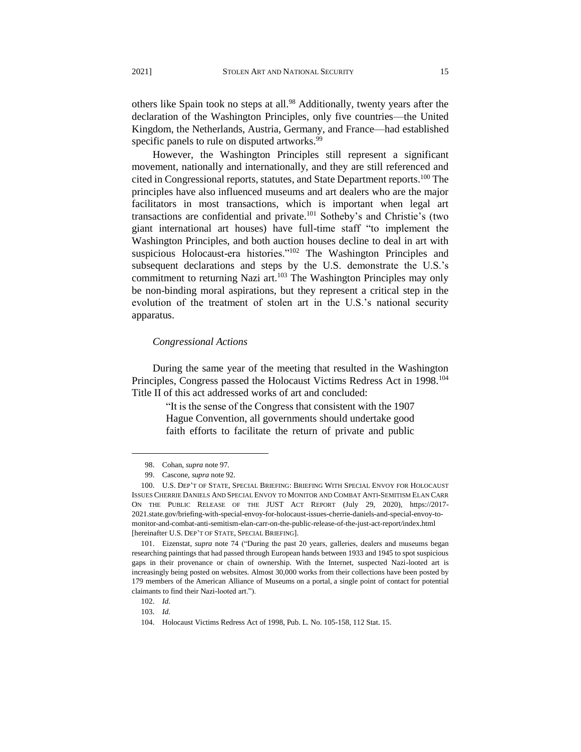others like Spain took no steps at all.[98] Additionally, twenty years after the declaration of the Washington Principles, only five countries—the United Kingdom, the Netherlands, Austria, Germany, and France—had established specific panels to rule on disputed artworks.[99]

However, the Washington Principles still represent a significant movement, nationally and internationally, and they are still referenced and cited in Congressional reports, statutes, and State Department reports.[100] The principles have also influenced museums and art dealers who are the major facilitators in most transactions, which is important when legal art transactions are confidential and private.[101] Sotheby's and Christie's (two giant international art houses) have full-time staff "to implement the Washington Principles, and both auction houses decline to deal in art with suspicious Holocaust-era histories."[102] The Washington Principles and subsequent declarations and steps by the U.S. demonstrate the U.S.'s commitment to returning Nazi art.[103] The Washington Principles may only be non-binding moral aspirations, but they represent a critical step in the evolution of the treatment of stolen art in the U.S.'s national security apparatus.

### *Congressional Actions*

During the same year of the meeting that resulted in the Washington Principles, Congress passed the Holocaust Victims Redress Act in 1998.[104] Title II of this act addressed works of art and concluded:

> "It is the sense of the Congress that consistent with the 1907 Hague Convention, all governments should undertake good faith efforts to facilitate the return of private and public

---

98. Cohan, *supra* note 97.

99. Cascone, *supra* note 92.

100. U.S. DEP'T OF STATE, SPECIAL BRIEFING: BRIEFING WITH SPECIAL ENVOY FOR HOLOCAUST ISSUES CHERRIE DANIELS AND SPECIAL ENVOY TO MONITOR AND COMBAT ANTI-SEMITISM ELAN CARR ON THE PUBLIC RELEASE OF THE JUST ACT REPORT (July 29, 2020), https://2017-2021.state.gov/briefing-with-special-envoy-for-holocaust-issues-cherrie-daniels-and-special-envoy-to-monitor-and-combat-anti-semitism-elan-carr-on-the-public-release-of-the-just-act-report/index.html [hereinafter U.S. DEP'T OF STATE, SPECIAL BRIEFING].

101. Eizenstat, *supra* note 74 ("During the past 20 years, galleries, dealers and museums began researching paintings that had passed through European hands between 1933 and 1945 to spot suspicious gaps in their provenance or chain of ownership. With the Internet, suspected Nazi-looted art is increasingly being posted on websites. Almost 30,000 works from their collections have been posted by 179 members of the American Alliance of Museums on a portal, a single point of contact for potential claimants to find their Nazi-looted art.").

102. *Id.*

103. *Id.*

104. Holocaust Victims Redress Act of 1998, Pub. L. No. 105-158, 112 Stat. 15.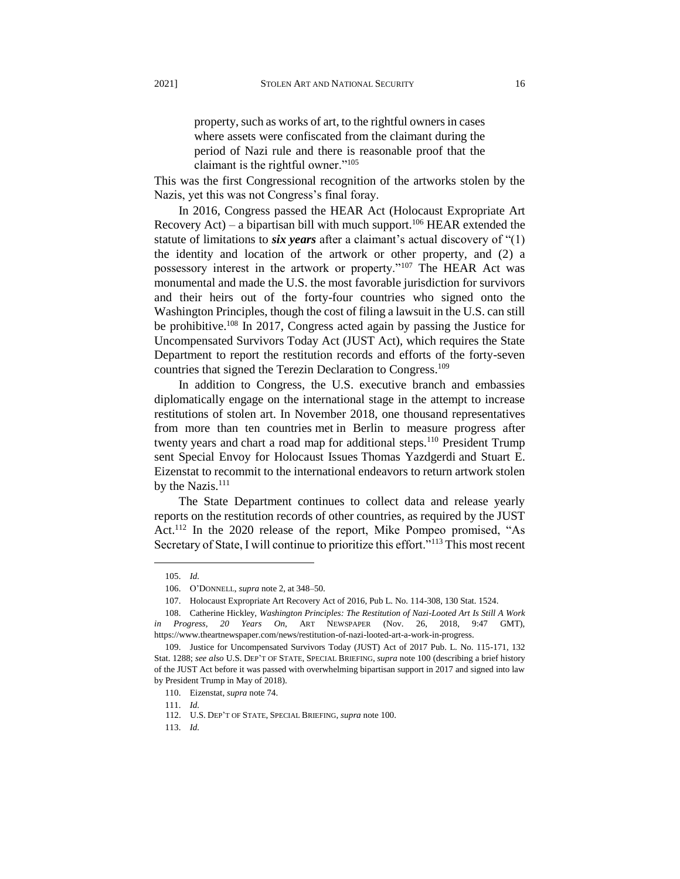> property, such as works of art, to the rightful owners in cases where assets were confiscated from the claimant during the period of Nazi rule and there is reasonable proof that the claimant is the rightful owner."[105]

This was the first Congressional recognition of the artworks stolen by the Nazis, yet this was not Congress's final foray.

In 2016, Congress passed the HEAR Act (Holocaust Expropriate Art Recovery Act) – a bipartisan bill with much support.[106] HEAR extended the statute of limitations to ***six years*** after a claimant's actual discovery of "(1) the identity and location of the artwork or other property, and (2) a possessory interest in the artwork or property."[107] The HEAR Act was monumental and made the U.S. the most favorable jurisdiction for survivors and their heirs out of the forty-four countries who signed onto the Washington Principles, though the cost of filing a lawsuit in the U.S. can still be prohibitive.[108] In 2017, Congress acted again by passing the Justice for Uncompensated Survivors Today Act (JUST Act), which requires the State Department to report the restitution records and efforts of the forty-seven countries that signed the Terezin Declaration to Congress.[109]

In addition to Congress, the U.S. executive branch and embassies diplomatically engage on the international stage in the attempt to increase restitutions of stolen art. In November 2018, one thousand representatives from more than ten countries met in Berlin to measure progress after twenty years and chart a road map for additional steps.[110] President Trump sent Special Envoy for Holocaust Issues Thomas Yazdgerdi and Stuart E. Eizenstat to recommit to the international endeavors to return artwork stolen by the Nazis.[111]

The State Department continues to collect data and release yearly reports on the restitution records of other countries, as required by the JUST Act.[112] In the 2020 release of the report, Mike Pompeo promised, "As Secretary of State, I will continue to prioritize this effort."[113] This most recent

---

105. *Id.*

106. O'DONNELL, *supra* note 2, at 348–50.

107. Holocaust Expropriate Art Recovery Act of 2016, Pub L. No. 114-308, 130 Stat. 1524.

108. Catherine Hickley, *Washington Principles: The Restitution of Nazi-Looted Art Is Still A Work in Progress, 20 Years On*, ART NEWSPAPER (Nov. 26, 2018, 9:47 GMT), https://www.theartnewspaper.com/news/restitution-of-nazi-looted-art-a-work-in-progress.

109. Justice for Uncompensated Survivors Today (JUST) Act of 2017 Pub. L. No. 115-171, 132 Stat. 1288; *see also* U.S. DEP'T OF STATE, SPECIAL BRIEFING, *supra* note 100 (describing a brief history of the JUST Act before it was passed with overwhelming bipartisan support in 2017 and signed into law by President Trump in May of 2018).

110. Eizenstat, *supra* note 74.

111. *Id.*

112. U.S. DEP'T OF STATE, SPECIAL BRIEFING, *supra* note 100.

113. *Id.*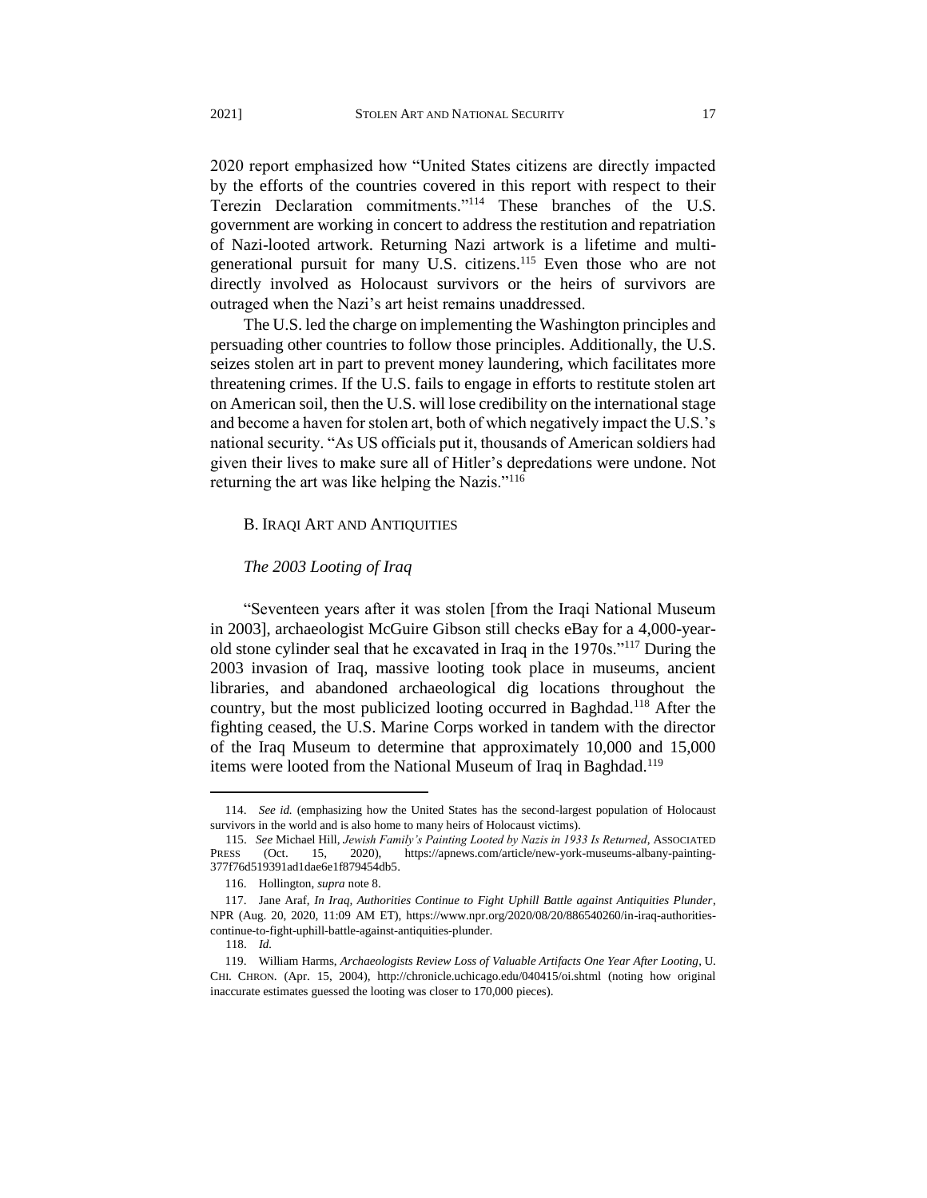2020 report emphasized how "United States citizens are directly impacted by the efforts of the countries covered in this report with respect to their Terezin Declaration commitments."[114] These branches of the U.S. government are working in concert to address the restitution and repatriation of Nazi-looted artwork. Returning Nazi artwork is a lifetime and multi-generational pursuit for many U.S. citizens.[115] Even those who are not directly involved as Holocaust survivors or the heirs of survivors are outraged when the Nazi's art heist remains unaddressed.

The U.S. led the charge on implementing the Washington principles and persuading other countries to follow those principles. Additionally, the U.S. seizes stolen art in part to prevent money laundering, which facilitates more threatening crimes. If the U.S. fails to engage in efforts to restitute stolen art on American soil, then the U.S. will lose credibility on the international stage and become a haven for stolen art, both of which negatively impact the U.S.'s national security. "As US officials put it, thousands of American soldiers had given their lives to make sure all of Hitler's depredations were undone. Not returning the art was like helping the Nazis."[116]

### B. IRAQI ART AND ANTIQUITIES

#### *The 2003 Looting of Iraq*

"Seventeen years after it was stolen [from the Iraqi National Museum in 2003], archaeologist McGuire Gibson still checks eBay for a 4,000-year-old stone cylinder seal that he excavated in Iraq in the 1970s."[117] During the 2003 invasion of Iraq, massive looting took place in museums, ancient libraries, and abandoned archaeological dig locations throughout the country, but the most publicized looting occurred in Baghdad.[118] After the fighting ceased, the U.S. Marine Corps worked in tandem with the director of the Iraq Museum to determine that approximately 10,000 and 15,000 items were looted from the National Museum of Iraq in Baghdad.[119]

---

114. *See id.* (emphasizing how the United States has the second-largest population of Holocaust survivors in the world and is also home to many heirs of Holocaust victims).

115. *See* Michael Hill, *Jewish Family's Painting Looted by Nazis in 1933 Is Returned*, ASSOCIATED PRESS (Oct. 15, 2020), https://apnews.com/article/new-york-museums-albany-painting-377f76d519391ad1dae6e1f879454db5.

116. Hollington, *supra* note 8.

117. Jane Araf, *In Iraq, Authorities Continue to Fight Uphill Battle against Antiquities Plunder*, NPR (Aug. 20, 2020, 11:09 AM ET), https://www.npr.org/2020/08/20/886540260/in-iraq-authorities-continue-to-fight-uphill-battle-against-antiquities-plunder.

118. *Id.*

119. William Harms, *Archaeologists Review Loss of Valuable Artifacts One Year After Looting*, U. CHI. CHRON. (Apr. 15, 2004), http://chronicle.uchicago.edu/040415/oi.shtml (noting how original inaccurate estimates guessed the looting was closer to 170,000 pieces).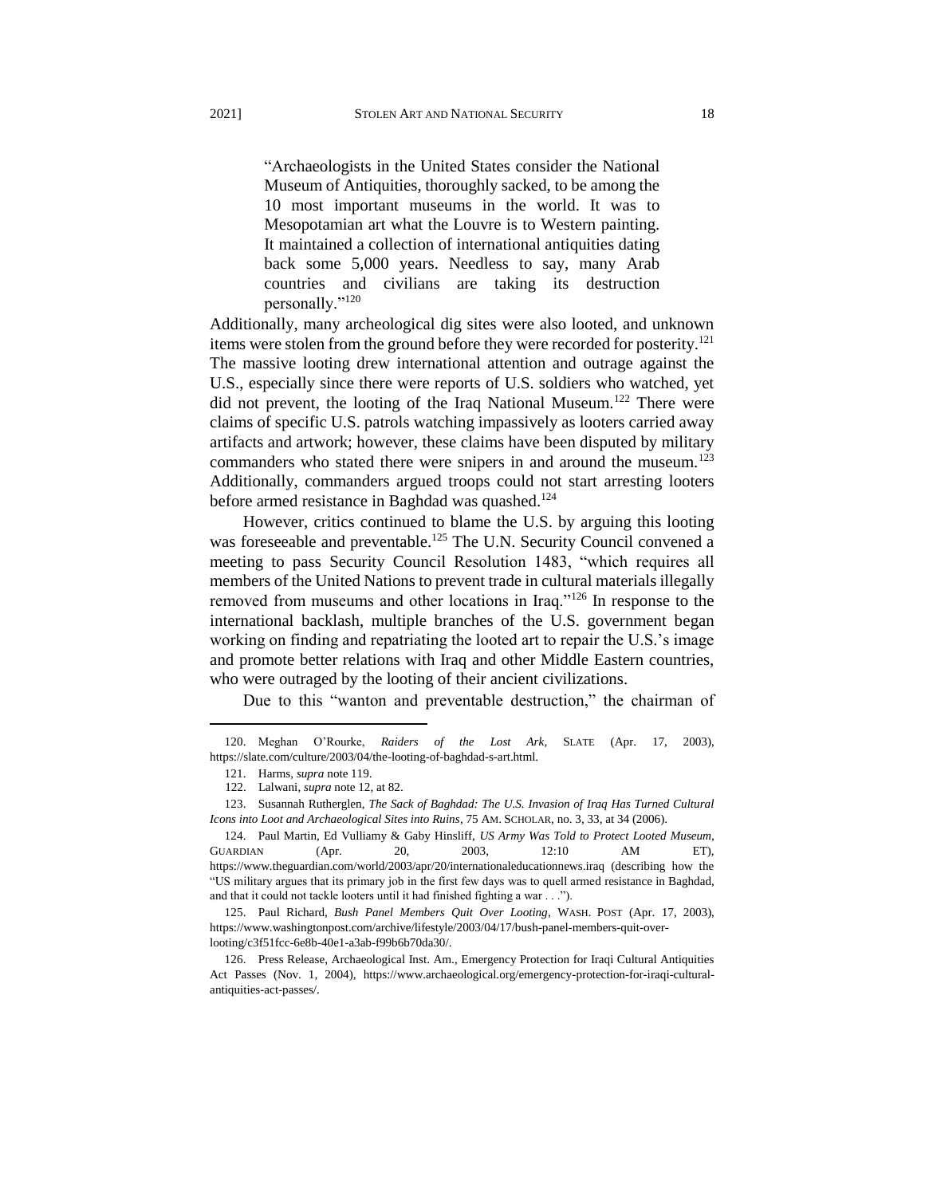> "Archaeologists in the United States consider the National Museum of Antiquities, thoroughly sacked, to be among the 10 most important museums in the world. It was to Mesopotamian art what the Louvre is to Western painting. It maintained a collection of international antiquities dating back some 5,000 years. Needless to say, many Arab countries and civilians are taking its destruction personally."[120]

Additionally, many archeological dig sites were also looted, and unknown items were stolen from the ground before they were recorded for posterity.[121] The massive looting drew international attention and outrage against the U.S., especially since there were reports of U.S. soldiers who watched, yet did not prevent, the looting of the Iraq National Museum.[122] There were claims of specific U.S. patrols watching impassively as looters carried away artifacts and artwork; however, these claims have been disputed by military commanders who stated there were snipers in and around the museum.[123] Additionally, commanders argued troops could not start arresting looters before armed resistance in Baghdad was quashed.[124]

However, critics continued to blame the U.S. by arguing this looting was foreseeable and preventable.[125] The U.N. Security Council convened a meeting to pass Security Council Resolution 1483, "which requires all members of the United Nations to prevent trade in cultural materials illegally removed from museums and other locations in Iraq."[126] In response to the international backlash, multiple branches of the U.S. government began working on finding and repatriating the looted art to repair the U.S.'s image and promote better relations with Iraq and other Middle Eastern countries, who were outraged by the looting of their ancient civilizations.

Due to this "wanton and preventable destruction," the chairman of

---

120. Meghan O'Rourke, *Raiders of the Lost Ark*, SLATE (Apr. 17, 2003), https://slate.com/culture/2003/04/the-looting-of-baghdad-s-art.html.

121. Harms, *supra* note 119.

122. Lalwani, *supra* note 12, at 82.

123. Susannah Rutherglen, *The Sack of Baghdad: The U.S. Invasion of Iraq Has Turned Cultural Icons into Loot and Archaeological Sites into Ruins*, 75 AM. SCHOLAR, no. 3, 33, at 34 (2006).

124. Paul Martin, Ed Vulliamy & Gaby Hinsliff, *US Army Was Told to Protect Looted Museum*, GUARDIAN (Apr. 20, 2003, 12:10 AM ET), https://www.theguardian.com/world/2003/apr/20/internationaleducationnews.iraq (describing how the "US military argues that its primary job in the first few days was to quell armed resistance in Baghdad, and that it could not tackle looters until it had finished fighting a war . . .").

125. Paul Richard, *Bush Panel Members Quit Over Looting*, WASH. POST (Apr. 17, 2003), https://www.washingtonpost.com/archive/lifestyle/2003/04/17/bush-panel-members-quit-over-looting/c3f51fcc-6e8b-40e1-a3ab-f99b6b70da30/.

126. Press Release, Archaeological Inst. Am., Emergency Protection for Iraqi Cultural Antiquities Act Passes (Nov. 1, 2004), https://www.archaeological.org/emergency-protection-for-iraqi-cultural-antiquities-act-passes/.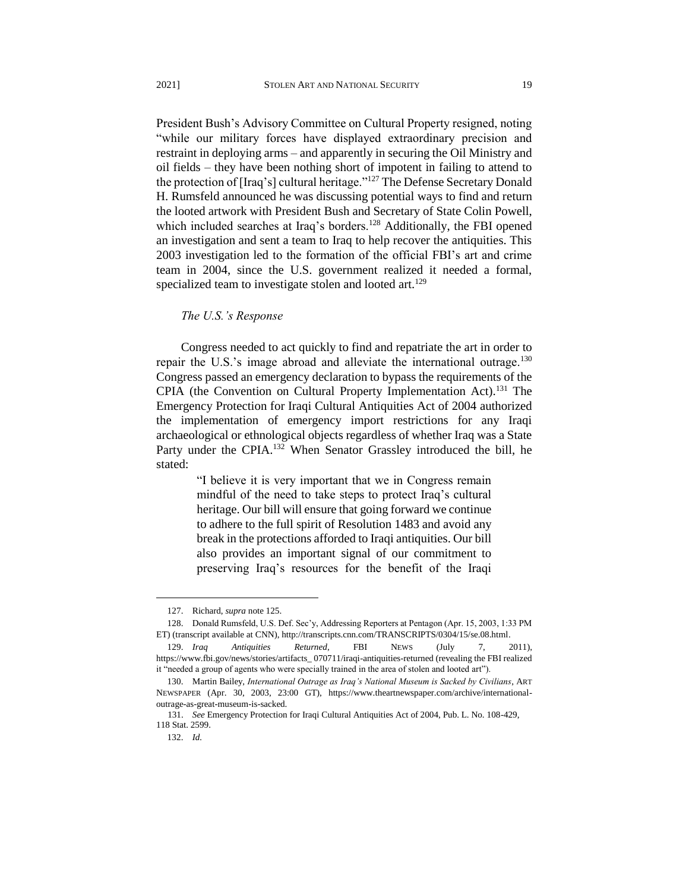President Bush's Advisory Committee on Cultural Property resigned, noting "while our military forces have displayed extraordinary precision and restraint in deploying arms – and apparently in securing the Oil Ministry and oil fields – they have been nothing short of impotent in failing to attend to the protection of [Iraq's] cultural heritage."[127] The Defense Secretary Donald H. Rumsfeld announced he was discussing potential ways to find and return the looted artwork with President Bush and Secretary of State Colin Powell, which included searches at Iraq's borders.[128] Additionally, the FBI opened an investigation and sent a team to Iraq to help recover the antiquities. This 2003 investigation led to the formation of the official FBI's art and crime team in 2004, since the U.S. government realized it needed a formal, specialized team to investigate stolen and looted art.[129]

*The U.S.'s Response*

Congress needed to act quickly to find and repatriate the art in order to repair the U.S.'s image abroad and alleviate the international outrage.[130] Congress passed an emergency declaration to bypass the requirements of the CPIA (the Convention on Cultural Property Implementation Act).[131] The Emergency Protection for Iraqi Cultural Antiquities Act of 2004 authorized the implementation of emergency import restrictions for any Iraqi archaeological or ethnological objects regardless of whether Iraq was a State Party under the CPIA.[132] When Senator Grassley introduced the bill, he stated:

> "I believe it is very important that we in Congress remain mindful of the need to take steps to protect Iraq's cultural heritage. Our bill will ensure that going forward we continue to adhere to the full spirit of Resolution 1483 and avoid any break in the protections afforded to Iraqi antiquities. Our bill also provides an important signal of our commitment to preserving Iraq's resources for the benefit of the Iraqi

---

127. Richard, *supra* note 125.

128. Donald Rumsfeld, U.S. Def. Sec'y, Addressing Reporters at Pentagon (Apr. 15, 2003, 1:33 PM ET) (transcript available at CNN), http://transcripts.cnn.com/TRANSCRIPTS/0304/15/se.08.html.

129. *Iraq Antiquities Returned*, FBI NEWS (July 7, 2011), https://www.fbi.gov/news/stories/artifacts_ 070711/iraqi-antiquities-returned (revealing the FBI realized it "needed a group of agents who were specially trained in the area of stolen and looted art").

130. Martin Bailey, *International Outrage as Iraq's National Museum is Sacked by Civilians*, ART NEWSPAPER (Apr. 30, 2003, 23:00 GT), https://www.theartnewspaper.com/archive/international-outrage-as-great-museum-is-sacked.

131. *See* Emergency Protection for Iraqi Cultural Antiquities Act of 2004, Pub. L. No. 108-429, 118 Stat. 2599.

132. *Id.*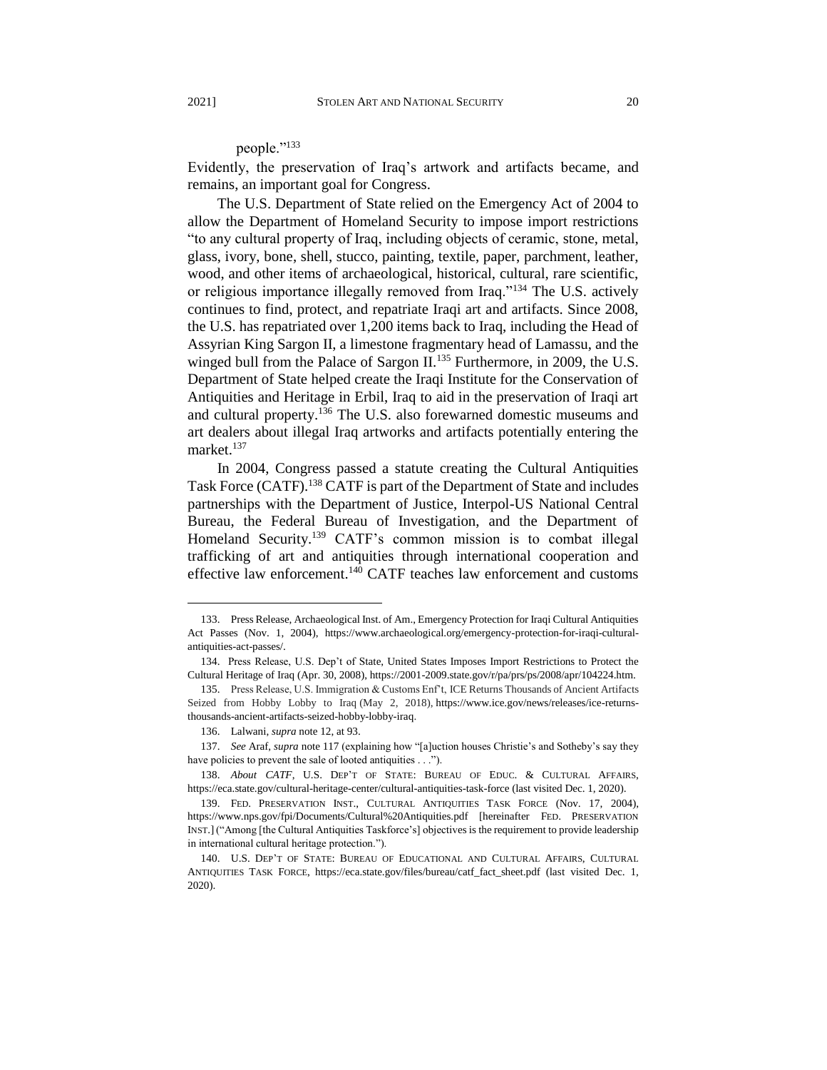people."[133]

Evidently, the preservation of Iraq's artwork and artifacts became, and remains, an important goal for Congress.

The U.S. Department of State relied on the Emergency Act of 2004 to allow the Department of Homeland Security to impose import restrictions "to any cultural property of Iraq, including objects of ceramic, stone, metal, glass, ivory, bone, shell, stucco, painting, textile, paper, parchment, leather, wood, and other items of archaeological, historical, cultural, rare scientific, or religious importance illegally removed from Iraq."[134] The U.S. actively continues to find, protect, and repatriate Iraqi art and artifacts. Since 2008, the U.S. has repatriated over 1,200 items back to Iraq, including the Head of Assyrian King Sargon II, a limestone fragmentary head of Lamassu, and the winged bull from the Palace of Sargon II.[135] Furthermore, in 2009, the U.S. Department of State helped create the Iraqi Institute for the Conservation of Antiquities and Heritage in Erbil, Iraq to aid in the preservation of Iraqi art and cultural property.[136] The U.S. also forewarned domestic museums and art dealers about illegal Iraq artworks and artifacts potentially entering the market.[137]

In 2004, Congress passed a statute creating the Cultural Antiquities Task Force (CATF).[138] CATF is part of the Department of State and includes partnerships with the Department of Justice, Interpol-US National Central Bureau, the Federal Bureau of Investigation, and the Department of Homeland Security.[139] CATF's common mission is to combat illegal trafficking of art and antiquities through international cooperation and effective law enforcement.[140] CATF teaches law enforcement and customs

---

133. Press Release, Archaeological Inst. of Am., Emergency Protection for Iraqi Cultural Antiquities Act Passes (Nov. 1, 2004), https://www.archaeological.org/emergency-protection-for-iraqi-cultural-antiquities-act-passes/.

134. Press Release, U.S. Dep't of State, United States Imposes Import Restrictions to Protect the Cultural Heritage of Iraq (Apr. 30, 2008), https://2001-2009.state.gov/r/pa/prs/ps/2008/apr/104224.htm.

135. Press Release, U.S. Immigration & Customs Enf't, ICE Returns Thousands of Ancient Artifacts Seized from Hobby Lobby to Iraq (May 2, 2018), https://www.ice.gov/news/releases/ice-returns-thousands-ancient-artifacts-seized-hobby-lobby-iraq.

136. Lalwani, *supra* note 12, at 93.

137. *See* Araf, *supra* note 117 (explaining how "[a]uction houses Christie's and Sotheby's say they have policies to prevent the sale of looted antiquities . . .").

138. *About CATF*, U.S. DEP'T OF STATE: BUREAU OF EDUC. & CULTURAL AFFAIRS, https://eca.state.gov/cultural-heritage-center/cultural-antiquities-task-force (last visited Dec. 1, 2020).

139. FED. PRESERVATION INST., CULTURAL ANTIQUITIES TASK FORCE (Nov. 17, 2004), https://www.nps.gov/fpi/Documents/Cultural%20Antiquities.pdf [hereinafter FED. PRESERVATION INST.] ("Among [the Cultural Antiquities Taskforce's] objectives is the requirement to provide leadership in international cultural heritage protection.").

140. U.S. DEP'T OF STATE: BUREAU OF EDUCATIONAL AND CULTURAL AFFAIRS, CULTURAL ANTIQUITIES TASK FORCE, https://eca.state.gov/files/bureau/catf_fact_sheet.pdf (last visited Dec. 1, 2020).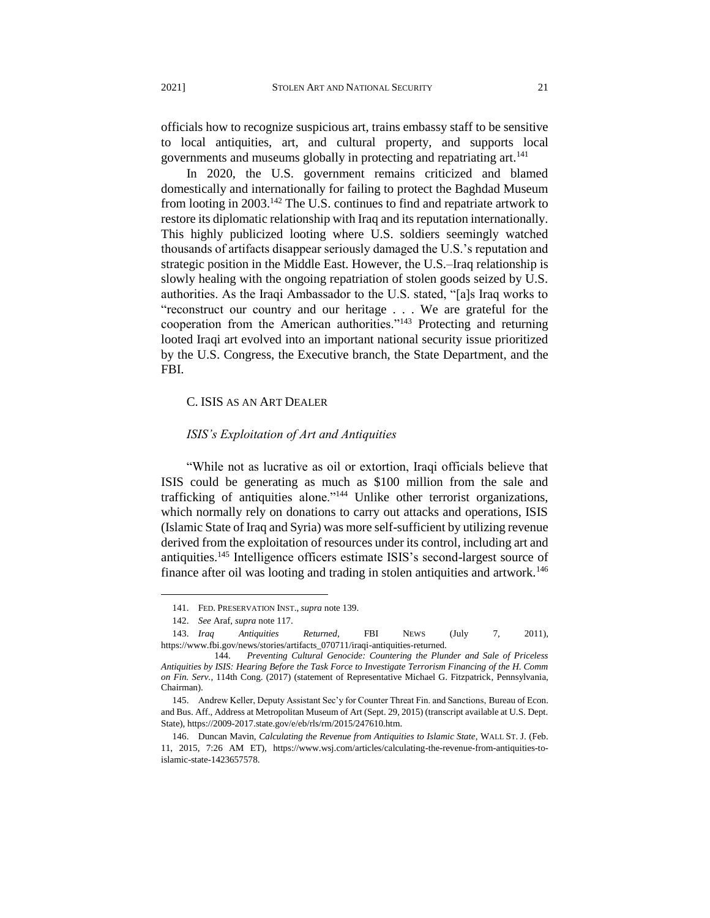officials how to recognize suspicious art, trains embassy staff to be sensitive to local antiquities, art, and cultural property, and supports local governments and museums globally in protecting and repatriating art.[141]

In 2020, the U.S. government remains criticized and blamed domestically and internationally for failing to protect the Baghdad Museum from looting in 2003.[142] The U.S. continues to find and repatriate artwork to restore its diplomatic relationship with Iraq and its reputation internationally. This highly publicized looting where U.S. soldiers seemingly watched thousands of artifacts disappear seriously damaged the U.S.'s reputation and strategic position in the Middle East. However, the U.S.–Iraq relationship is slowly healing with the ongoing repatriation of stolen goods seized by U.S. authorities. As the Iraqi Ambassador to the U.S. stated, "[a]s Iraq works to "reconstruct our country and our heritage . . . We are grateful for the cooperation from the American authorities."[143] Protecting and returning looted Iraqi art evolved into an important national security issue prioritized by the U.S. Congress, the Executive branch, the State Department, and the FBI.

### C. ISIS AS AN ART DEALER

#### *ISIS's Exploitation of Art and Antiquities*

"While not as lucrative as oil or extortion, Iraqi officials believe that ISIS could be generating as much as $100 million from the sale and trafficking of antiquities alone."[144] Unlike other terrorist organizations, which normally rely on donations to carry out attacks and operations, ISIS (Islamic State of Iraq and Syria) was more self-sufficient by utilizing revenue derived from the exploitation of resources under its control, including art and antiquities.[145] Intelligence officers estimate ISIS's second-largest source of finance after oil was looting and trading in stolen antiquities and artwork.[146]

---

141. FED. PRESERVATION INST., *supra* note 139.

142. *See* Araf, *supra* note 117.

143. *Iraq Antiquities Returned*, FBI NEWS (July 7, 2011), https://www.fbi.gov/news/stories/artifacts_070711/iraqi-antiquities-returned.

144. *Preventing Cultural Genocide: Countering the Plunder and Sale of Priceless Antiquities by ISIS: Hearing Before the Task Force to Investigate Terrorism Financing of the H. Comm on Fin. Serv.*, 114th Cong. (2017) (statement of Representative Michael G. Fitzpatrick, Pennsylvania, Chairman).

145. Andrew Keller, Deputy Assistant Sec'y for Counter Threat Fin. and Sanctions, Bureau of Econ. and Bus. Aff., Address at Metropolitan Museum of Art (Sept. 29, 2015) (transcript available at U.S. Dept. State), https://2009-2017.state.gov/e/eb/rls/rm/2015/247610.htm.

146. Duncan Mavin, *Calculating the Revenue from Antiquities to Islamic State*, WALL ST. J. (Feb. 11, 2015, 7:26 AM ET), https://www.wsj.com/articles/calculating-the-revenue-from-antiquities-to-islamic-state-1423657578.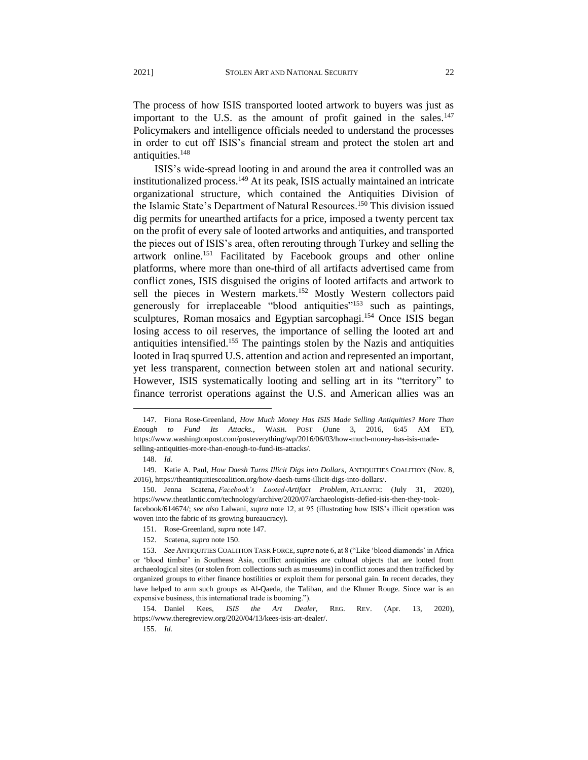The process of how ISIS transported looted artwork to buyers was just as important to the U.S. as the amount of profit gained in the sales.[147] Policymakers and intelligence officials needed to understand the processes in order to cut off ISIS's financial stream and protect the stolen art and antiquities.[148]

ISIS's wide-spread looting in and around the area it controlled was an institutionalized process.[149] At its peak, ISIS actually maintained an intricate organizational structure, which contained the Antiquities Division of the Islamic State's Department of Natural Resources.[150] This division issued dig permits for unearthed artifacts for a price, imposed a twenty percent tax on the profit of every sale of looted artworks and antiquities, and transported the pieces out of ISIS's area, often rerouting through Turkey and selling the artwork online.[151] Facilitated by Facebook groups and other online platforms, where more than one-third of all artifacts advertised came from conflict zones, ISIS disguised the origins of looted artifacts and artwork to sell the pieces in Western markets.[152] Mostly Western collectors paid generously for irreplaceable "blood antiquities"[153] such as paintings, sculptures, Roman mosaics and Egyptian sarcophagi.[154] Once ISIS began losing access to oil reserves, the importance of selling the looted art and antiquities intensified.[155] The paintings stolen by the Nazis and antiquities looted in Iraq spurred U.S. attention and action and represented an important, yet less transparent, connection between stolen art and national security. However, ISIS systematically looting and selling art in its "territory" to finance terrorist operations against the U.S. and American allies was an

---

147. Fiona Rose-Greenland, *How Much Money Has ISIS Made Selling Antiquities? More Than Enough to Fund Its Attacks.*, WASH. POST (June 3, 2016, 6:45 AM ET), https://www.washingtonpost.com/posteverything/wp/2016/06/03/how-much-money-has-isis-made-selling-antiquities-more-than-enough-to-fund-its-attacks/.

148. *Id.*

149. Katie A. Paul, *How Daesh Turns Illicit Digs into Dollars*, ANTIQUITIES COALITION (Nov. 8, 2016), https://theantiquitiescoalition.org/how-daesh-turns-illicit-digs-into-dollars/.

150. Jenna Scatena, *Facebook's Looted-Artifact Problem*, ATLANTIC (July 31, 2020), https://www.theatlantic.com/technology/archive/2020/07/archaeologists-defied-isis-then-they-took-facebook/614674/; *see also* Lalwani, *supra* note 12, at 95 (illustrating how ISIS's illicit operation was woven into the fabric of its growing bureaucracy).

151. Rose-Greenland, *supra* note 147.

152. Scatena, *supra* note 150.

153. *See* ANTIQUITIES COALITION TASK FORCE, *supra* note 6, at 8 ("Like 'blood diamonds' in Africa or 'blood timber' in Southeast Asia, conflict antiquities are cultural objects that are looted from archaeological sites (or stolen from collections such as museums) in conflict zones and then trafficked by organized groups to either finance hostilities or exploit them for personal gain. In recent decades, they have helped to arm such groups as Al-Qaeda, the Taliban, and the Khmer Rouge. Since war is an expensive business, this international trade is booming.").

154. Daniel Kees, *ISIS the Art Dealer*, REG. REV. (Apr. 13, 2020), https://www.theregreview.org/2020/04/13/kees-isis-art-dealer/.

155. *Id.*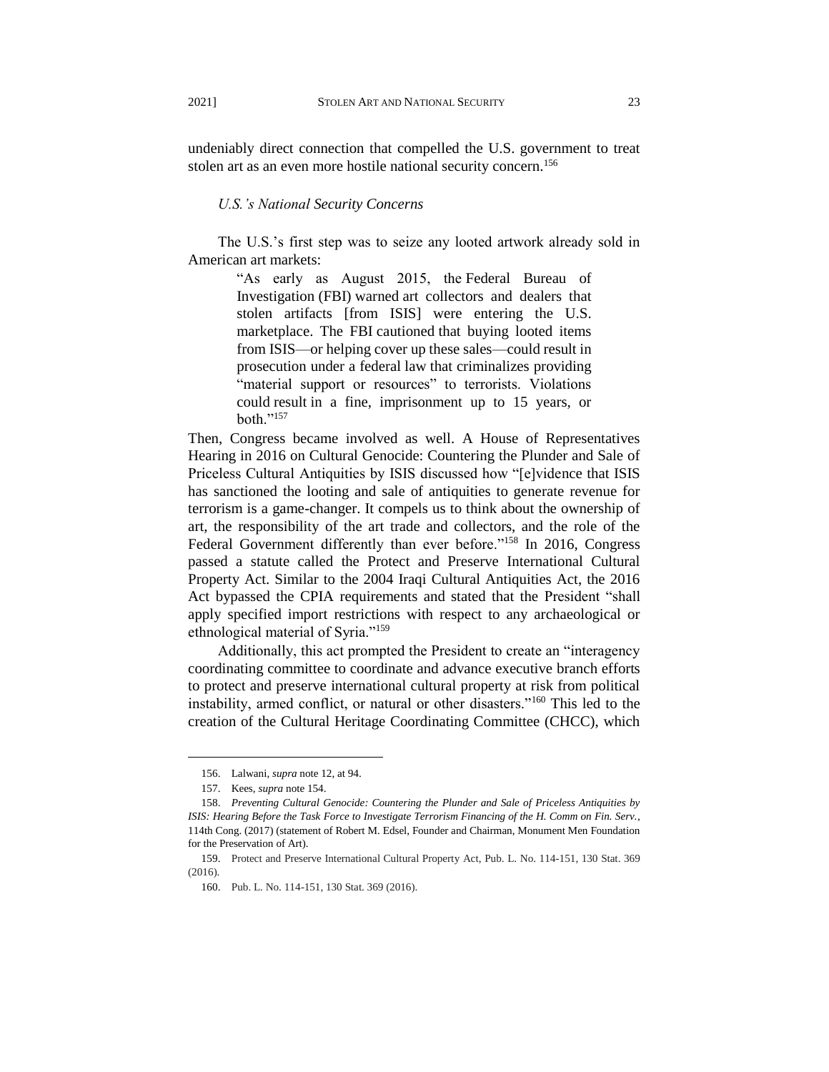undeniably direct connection that compelled the U.S. government to treat stolen art as an even more hostile national security concern.[156]

### *U.S.'s National Security Concerns*

The U.S.'s first step was to seize any looted artwork already sold in American art markets:

> "As early as August 2015, the Federal Bureau of Investigation (FBI) warned art collectors and dealers that stolen artifacts [from ISIS] were entering the U.S. marketplace. The FBI cautioned that buying looted items from ISIS—or helping cover up these sales—could result in prosecution under a federal law that criminalizes providing "material support or resources" to terrorists. Violations could result in a fine, imprisonment up to 15 years, or both."[157]

Then, Congress became involved as well. A House of Representatives Hearing in 2016 on Cultural Genocide: Countering the Plunder and Sale of Priceless Cultural Antiquities by ISIS discussed how "[e]vidence that ISIS has sanctioned the looting and sale of antiquities to generate revenue for terrorism is a game-changer. It compels us to think about the ownership of art, the responsibility of the art trade and collectors, and the role of the Federal Government differently than ever before."[158] In 2016, Congress passed a statute called the Protect and Preserve International Cultural Property Act. Similar to the 2004 Iraqi Cultural Antiquities Act, the 2016 Act bypassed the CPIA requirements and stated that the President "shall apply specified import restrictions with respect to any archaeological or ethnological material of Syria."[159]

Additionally, this act prompted the President to create an "interagency coordinating committee to coordinate and advance executive branch efforts to protect and preserve international cultural property at risk from political instability, armed conflict, or natural or other disasters."[160] This led to the creation of the Cultural Heritage Coordinating Committee (CHCC), which

---

156. Lalwani, *supra* note 12, at 94.

157. Kees, *supra* note 154.

158. *Preventing Cultural Genocide: Countering the Plunder and Sale of Priceless Antiquities by ISIS: Hearing Before the Task Force to Investigate Terrorism Financing of the H. Comm on Fin. Serv.*, 114th Cong. (2017) (statement of Robert M. Edsel, Founder and Chairman, Monument Men Foundation for the Preservation of Art).

159. Protect and Preserve International Cultural Property Act, Pub. L. No. 114-151, 130 Stat. 369 (2016).

160. Pub. L. No. 114-151, 130 Stat. 369 (2016).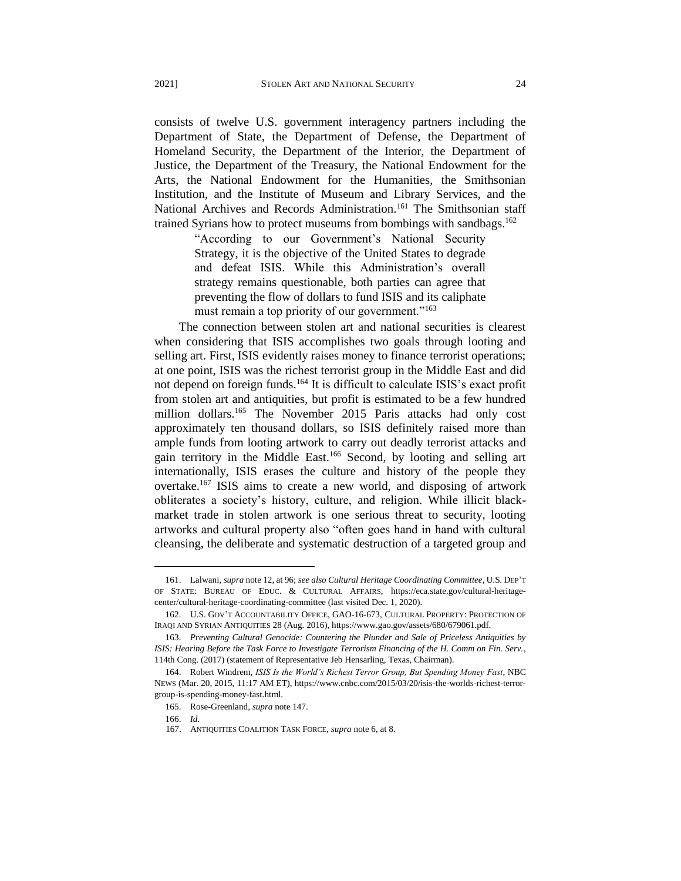consists of twelve U.S. government interagency partners including the Department of State, the Department of Defense, the Department of Homeland Security, the Department of the Interior, the Department of Justice, the Department of the Treasury, the National Endowment for the Arts, the National Endowment for the Humanities, the Smithsonian Institution, and the Institute of Museum and Library Services, and the National Archives and Records Administration.[161] The Smithsonian staff trained Syrians how to protect museums from bombings with sandbags.[162]

> "According to our Government's National Security Strategy, it is the objective of the United States to degrade and defeat ISIS. While this Administration's overall strategy remains questionable, both parties can agree that preventing the flow of dollars to fund ISIS and its caliphate must remain a top priority of our government."[163]

The connection between stolen art and national securities is clearest when considering that ISIS accomplishes two goals through looting and selling art. First, ISIS evidently raises money to finance terrorist operations; at one point, ISIS was the richest terrorist group in the Middle East and did not depend on foreign funds.[164] It is difficult to calculate ISIS's exact profit from stolen art and antiquities, but profit is estimated to be a few hundred million dollars.[165] The November 2015 Paris attacks had only cost approximately ten thousand dollars, so ISIS definitely raised more than ample funds from looting artwork to carry out deadly terrorist attacks and gain territory in the Middle East.[166] Second, by looting and selling art internationally, ISIS erases the culture and history of the people they overtake.[167] ISIS aims to create a new world, and disposing of artwork obliterates a society's history, culture, and religion. While illicit black-market trade in stolen artwork is one serious threat to security, looting artworks and cultural property also "often goes hand in hand with cultural cleansing, the deliberate and systematic destruction of a targeted group and

---

161. Lalwani, *supra* note 12, at 96; *see also Cultural Heritage Coordinating Committee*, U.S. DEP'T OF STATE: BUREAU OF EDUC. & CULTURAL AFFAIRS, https://eca.state.gov/cultural-heritage-center/cultural-heritage-coordinating-committee (last visited Dec. 1, 2020).

162. U.S. GOV'T ACCOUNTABILITY OFFICE, GAO-16-673, CULTURAL PROPERTY: PROTECTION OF IRAQI AND SYRIAN ANTIQUITIES 28 (Aug. 2016), https://www.gao.gov/assets/680/679061.pdf.

163. *Preventing Cultural Genocide: Countering the Plunder and Sale of Priceless Antiquities by ISIS: Hearing Before the Task Force to Investigate Terrorism Financing of the H. Comm on Fin. Serv.*, 114th Cong. (2017) (statement of Representative Jeb Hensarling, Texas, Chairman).

164. Robert Windrem, *ISIS Is the World's Richest Terror Group, But Spending Money Fast*, NBC NEWS (Mar. 20, 2015, 11:17 AM ET), https://www.cnbc.com/2015/03/20/isis-the-worlds-richest-terror-group-is-spending-money-fast.html.

165. Rose-Greenland, *supra* note 147.

166. *Id.*

167. ANTIQUITIES COALITION TASK FORCE, *supra* note 6, at 8.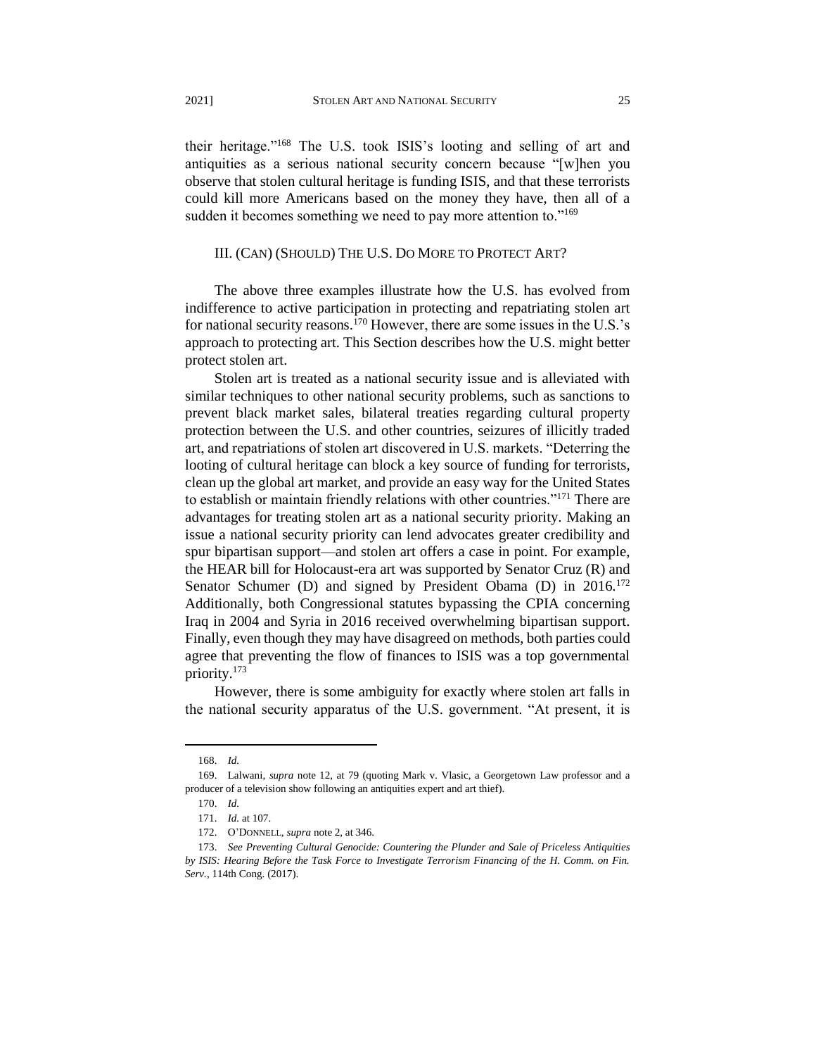their heritage."[168] The U.S. took ISIS's looting and selling of art and antiquities as a serious national security concern because "[w]hen you observe that stolen cultural heritage is funding ISIS, and that these terrorists could kill more Americans based on the money they have, then all of a sudden it becomes something we need to pay more attention to."[169]

## III. (CAN) (SHOULD) THE U.S. DO MORE TO PROTECT ART?

The above three examples illustrate how the U.S. has evolved from indifference to active participation in protecting and repatriating stolen art for national security reasons.[170] However, there are some issues in the U.S.'s approach to protecting art. This Section describes how the U.S. might better protect stolen art.

Stolen art is treated as a national security issue and is alleviated with similar techniques to other national security problems, such as sanctions to prevent black market sales, bilateral treaties regarding cultural property protection between the U.S. and other countries, seizures of illicitly traded art, and repatriations of stolen art discovered in U.S. markets. "Deterring the looting of cultural heritage can block a key source of funding for terrorists, clean up the global art market, and provide an easy way for the United States to establish or maintain friendly relations with other countries."[171] There are advantages for treating stolen art as a national security priority. Making an issue a national security priority can lend advocates greater credibility and spur bipartisan support—and stolen art offers a case in point. For example, the HEAR bill for Holocaust-era art was supported by Senator Cruz (R) and Senator Schumer (D) and signed by President Obama (D) in 2016.[172] Additionally, both Congressional statutes bypassing the CPIA concerning Iraq in 2004 and Syria in 2016 received overwhelming bipartisan support. Finally, even though they may have disagreed on methods, both parties could agree that preventing the flow of finances to ISIS was a top governmental priority.[173]

However, there is some ambiguity for exactly where stolen art falls in the national security apparatus of the U.S. government. "At present, it is

---

168. *Id.*

169. Lalwani, *supra* note 12, at 79 (quoting Mark v. Vlasic, a Georgetown Law professor and a producer of a television show following an antiquities expert and art thief).

170. *Id.*

171. *Id.* at 107.

172. O'DONNELL, *supra* note 2, at 346.

173. *See Preventing Cultural Genocide: Countering the Plunder and Sale of Priceless Antiquities by ISIS: Hearing Before the Task Force to Investigate Terrorism Financing of the H. Comm. on Fin. Serv.*, 114th Cong. (2017).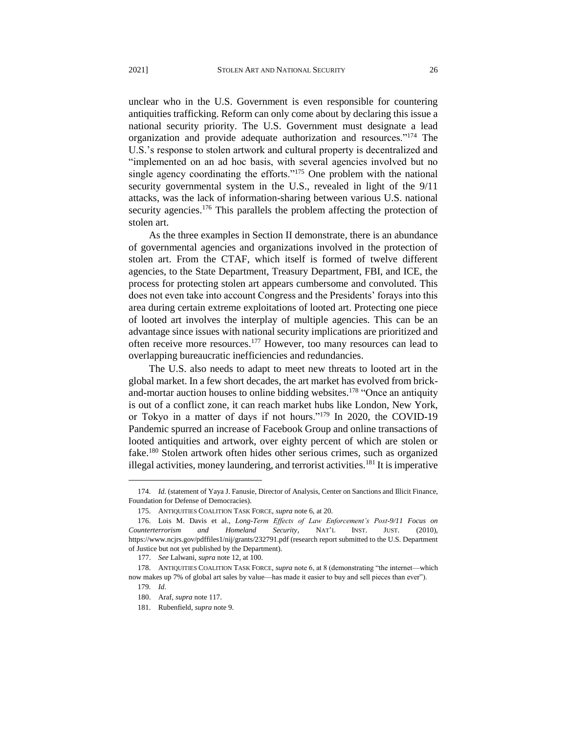unclear who in the U.S. Government is even responsible for countering antiquities trafficking. Reform can only come about by declaring this issue a national security priority. The U.S. Government must designate a lead organization and provide adequate authorization and resources."[174] The U.S.'s response to stolen artwork and cultural property is decentralized and "implemented on an ad hoc basis, with several agencies involved but no single agency coordinating the efforts."[175] One problem with the national security governmental system in the U.S., revealed in light of the 9/11 attacks, was the lack of information-sharing between various U.S. national security agencies.[176] This parallels the problem affecting the protection of stolen art.

As the three examples in Section II demonstrate, there is an abundance of governmental agencies and organizations involved in the protection of stolen art. From the CTAF, which itself is formed of twelve different agencies, to the State Department, Treasury Department, FBI, and ICE, the process for protecting stolen art appears cumbersome and convoluted. This does not even take into account Congress and the Presidents' forays into this area during certain extreme exploitations of looted art. Protecting one piece of looted art involves the interplay of multiple agencies. This can be an advantage since issues with national security implications are prioritized and often receive more resources.[177] However, too many resources can lead to overlapping bureaucratic inefficiencies and redundancies.

The U.S. also needs to adapt to meet new threats to looted art in the global market. In a few short decades, the art market has evolved from brick-and-mortar auction houses to online bidding websites.[178] "Once an antiquity is out of a conflict zone, it can reach market hubs like London, New York, or Tokyo in a matter of days if not hours."[179] In 2020, the COVID-19 Pandemic spurred an increase of Facebook Group and online transactions of looted antiquities and artwork, over eighty percent of which are stolen or fake.[180] Stolen artwork often hides other serious crimes, such as organized illegal activities, money laundering, and terrorist activities.[181] It is imperative

---

174. *Id.* (statement of Yaya J. Fanusie, Director of Analysis, Center on Sanctions and Illicit Finance, Foundation for Defense of Democracies).

175. ANTIQUITIES COALITION TASK FORCE, *supra* note 6, at 20.

176. Lois M. Davis et al., *Long-Term Effects of Law Enforcement's Post-9/11 Focus on Counterterrorism and Homeland Security*, NAT'L INST. JUST. (2010), https://www.ncjrs.gov/pdffiles1/nij/grants/232791.pdf (research report submitted to the U.S. Department of Justice but not yet published by the Department).

177. *See* Lalwani, *supra* note 12, at 100.

178. ANTIQUITIES COALITION TASK FORCE, *supra* note 6, at 8 (demonstrating "the internet—which now makes up 7% of global art sales by value—has made it easier to buy and sell pieces than ever").

179. *Id.*

180. Araf, *supra* note 117.

181. Rubenfield, *supra* note 9.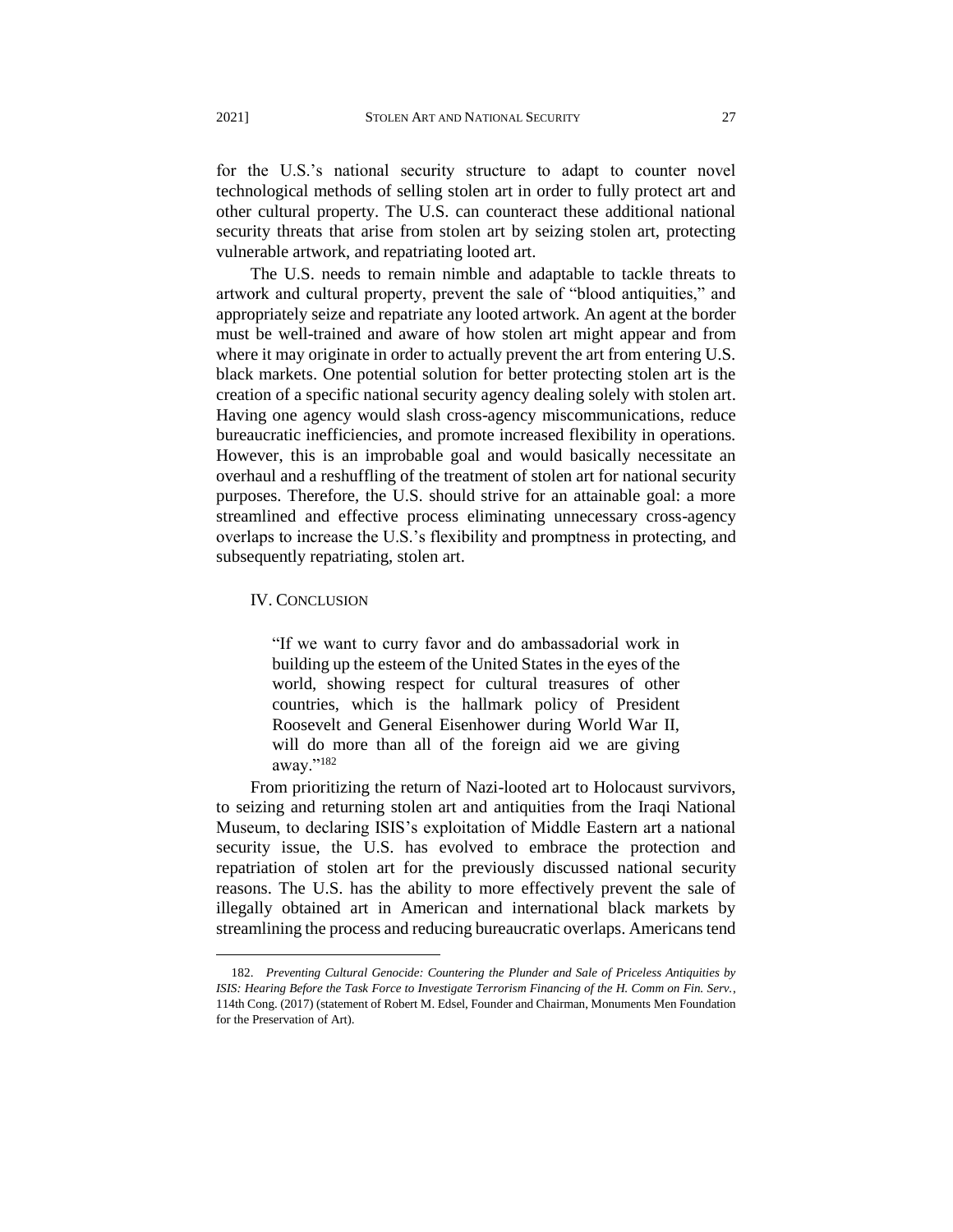for the U.S.'s national security structure to adapt to counter novel technological methods of selling stolen art in order to fully protect art and other cultural property. The U.S. can counteract these additional national security threats that arise from stolen art by seizing stolen art, protecting vulnerable artwork, and repatriating looted art.

The U.S. needs to remain nimble and adaptable to tackle threats to artwork and cultural property, prevent the sale of "blood antiquities," and appropriately seize and repatriate any looted artwork. An agent at the border must be well-trained and aware of how stolen art might appear and from where it may originate in order to actually prevent the art from entering U.S. black markets. One potential solution for better protecting stolen art is the creation of a specific national security agency dealing solely with stolen art. Having one agency would slash cross-agency miscommunications, reduce bureaucratic inefficiencies, and promote increased flexibility in operations. However, this is an improbable goal and would basically necessitate an overhaul and a reshuffling of the treatment of stolen art for national security purposes. Therefore, the U.S. should strive for an attainable goal: a more streamlined and effective process eliminating unnecessary cross-agency overlaps to increase the U.S.'s flexibility and promptness in protecting, and subsequently repatriating, stolen art.

## IV. Conclusion

> "If we want to curry favor and do ambassadorial work in building up the esteem of the United States in the eyes of the world, showing respect for cultural treasures of other countries, which is the hallmark policy of President Roosevelt and General Eisenhower during World War II, will do more than all of the foreign aid we are giving away."[182]

From prioritizing the return of Nazi-looted art to Holocaust survivors, to seizing and returning stolen art and antiquities from the Iraqi National Museum, to declaring ISIS's exploitation of Middle Eastern art a national security issue, the U.S. has evolved to embrace the protection and repatriation of stolen art for the previously discussed national security reasons. The U.S. has the ability to more effectively prevent the sale of illegally obtained art in American and international black markets by streamlining the process and reducing bureaucratic overlaps. Americans tend

---

182. *Preventing Cultural Genocide: Countering the Plunder and Sale of Priceless Antiquities by ISIS: Hearing Before the Task Force to Investigate Terrorism Financing of the H. Comm on Fin. Serv.*, 114th Cong. (2017) (statement of Robert M. Edsel, Founder and Chairman, Monuments Men Foundation for the Preservation of Art).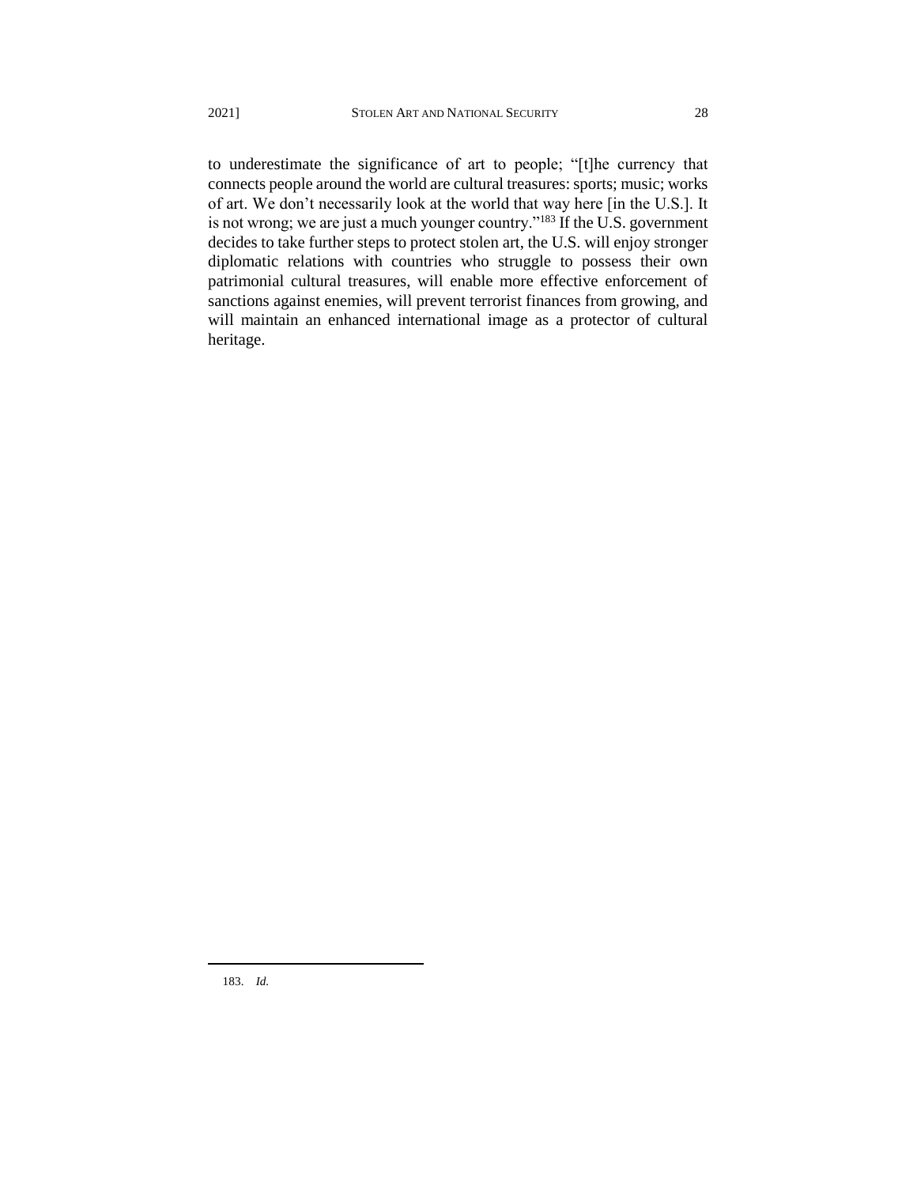to underestimate the significance of art to people; "[t]he currency that connects people around the world are cultural treasures: sports; music; works of art. We don't necessarily look at the world that way here [in the U.S.]. It is not wrong; we are just a much younger country."[183] If the U.S. government decides to take further steps to protect stolen art, the U.S. will enjoy stronger diplomatic relations with countries who struggle to possess their own patrimonial cultural treasures, will enable more effective enforcement of sanctions against enemies, will prevent terrorist finances from growing, and will maintain an enhanced international image as a protector of cultural heritage.

---

183. *Id.*